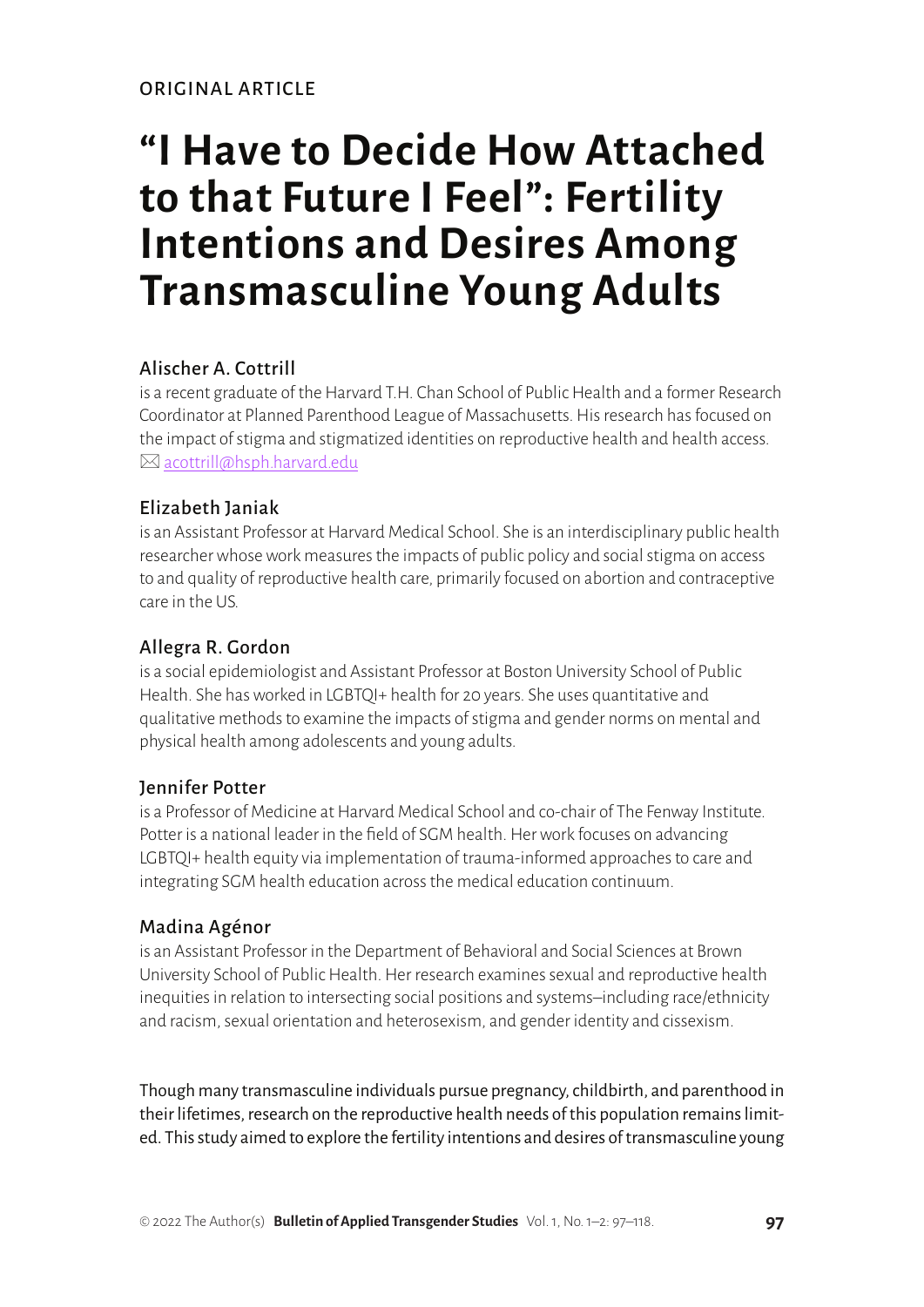ORIGINAL ARTICLE

# "I Have to Decide How Attached to that Future I Feel": Fertility Intentions and Desires Among Transmasculine Young Adults

### Alischer A. Cottrill

is a recent graduate of the Harvard T.H. Chan School of Public Health and a former Research Coordinator at Planned Parenthood League of Massachusetts. His research has focused on the impact of stigma and stigmatized identities on reproductive health and health access.
✉ acottrill@hsph.harvard.edu

### Elizabeth Janiak

is an Assistant Professor at Harvard Medical School. She is an interdisciplinary public health researcher whose work measures the impacts of public policy and social stigma on access to and quality of reproductive health care, primarily focused on abortion and contraceptive care in the US.

### Allegra R. Gordon

is a social epidemiologist and Assistant Professor at Boston University School of Public Health. She has worked in LGBTQI+ health for 20 years. She uses quantitative and qualitative methods to examine the impacts of stigma and gender norms on mental and physical health among adolescents and young adults.

### Jennifer Potter

is a Professor of Medicine at Harvard Medical School and co-chair of The Fenway Institute. Potter is a national leader in the field of SGM health. Her work focuses on advancing LGBTQI+ health equity via implementation of trauma-informed approaches to care and integrating SGM health education across the medical education continuum.

### Madina Agénor

is an Assistant Professor in the Department of Behavioral and Social Sciences at Brown University School of Public Health. Her research examines sexual and reproductive health inequities in relation to intersecting social positions and systems—including race/ethnicity and racism, sexual orientation and heterosexism, and gender identity and cissexism.

Though many transmasculine individuals pursue pregnancy, childbirth, and parenthood in their lifetimes, research on the reproductive health needs of this population remains limited. This study aimed to explore the fertility intentions and desires of transmasculine young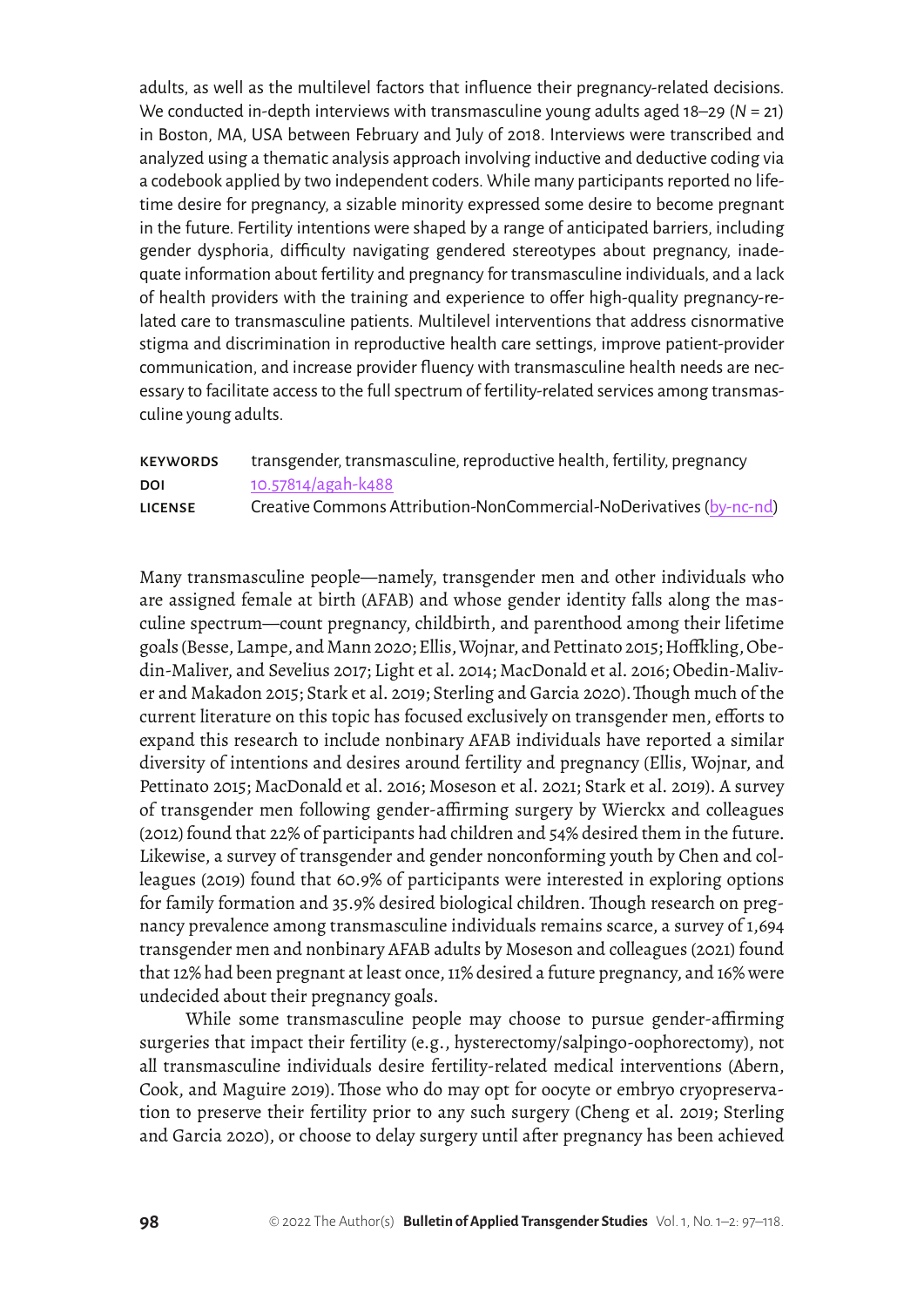adults, as well as the multilevel factors that influence their pregnancy-related decisions. We conducted in-depth interviews with transmasculine young adults aged 18–29 (*N* = 21) in Boston, MA, USA between February and July of 2018. Interviews were transcribed and analyzed using a thematic analysis approach involving inductive and deductive coding via a codebook applied by two independent coders. While many participants reported no lifetime desire for pregnancy, a sizable minority expressed some desire to become pregnant in the future. Fertility intentions were shaped by a range of anticipated barriers, including gender dysphoria, difficulty navigating gendered stereotypes about pregnancy, inadequate information about fertility and pregnancy for transmasculine individuals, and a lack of health providers with the training and experience to offer high-quality pregnancy-related care to transmasculine patients. Multilevel interventions that address cisnormative stigma and discrimination in reproductive health care settings, improve patient-provider communication, and increase provider fluency with transmasculine health needs are necessary to facilitate access to the full spectrum of fertility-related services among transmasculine young adults.

**KEYWORDS** transgender, transmasculine, reproductive health, fertility, pregnancy
**DOI** 10.57814/agah-k488
**LICENSE** Creative Commons Attribution-NonCommercial-NoDerivatives (by-nc-nd)

Many transmasculine people—namely, transgender men and other individuals who are assigned female at birth (AFAB) and whose gender identity falls along the masculine spectrum—count pregnancy, childbirth, and parenthood among their lifetime goals (Besse, Lampe, and Mann 2020; Ellis, Wojnar, and Pettinato 2015; Hoffkling, Obedin-Maliver, and Sevelius 2017; Light et al. 2014; MacDonald et al. 2016; Obedin-Maliver and Makadon 2015; Stark et al. 2019; Sterling and Garcia 2020). Though much of the current literature on this topic has focused exclusively on transgender men, efforts to expand this research to include nonbinary AFAB individuals have reported a similar diversity of intentions and desires around fertility and pregnancy (Ellis, Wojnar, and Pettinato 2015; MacDonald et al. 2016; Moseson et al. 2021; Stark et al. 2019). A survey of transgender men following gender-affirming surgery by Wierckx and colleagues (2012) found that 22% of participants had children and 54% desired them in the future. Likewise, a survey of transgender and gender nonconforming youth by Chen and colleagues (2019) found that 60.9% of participants were interested in exploring options for family formation and 35.9% desired biological children. Though research on pregnancy prevalence among transmasculine individuals remains scarce, a survey of 1,694 transgender men and nonbinary AFAB adults by Moseson and colleagues (2021) found that 12% had been pregnant at least once, 11% desired a future pregnancy, and 16% were undecided about their pregnancy goals.

While some transmasculine people may choose to pursue gender-affirming surgeries that impact their fertility (e.g., hysterectomy/salpingo-oophorectomy), not all transmasculine individuals desire fertility-related medical interventions (Abern, Cook, and Maguire 2019). Those who do may opt for oocyte or embryo cryopreservation to preserve their fertility prior to any such surgery (Cheng et al. 2019; Sterling and Garcia 2020), or choose to delay surgery until after pregnancy has been achieved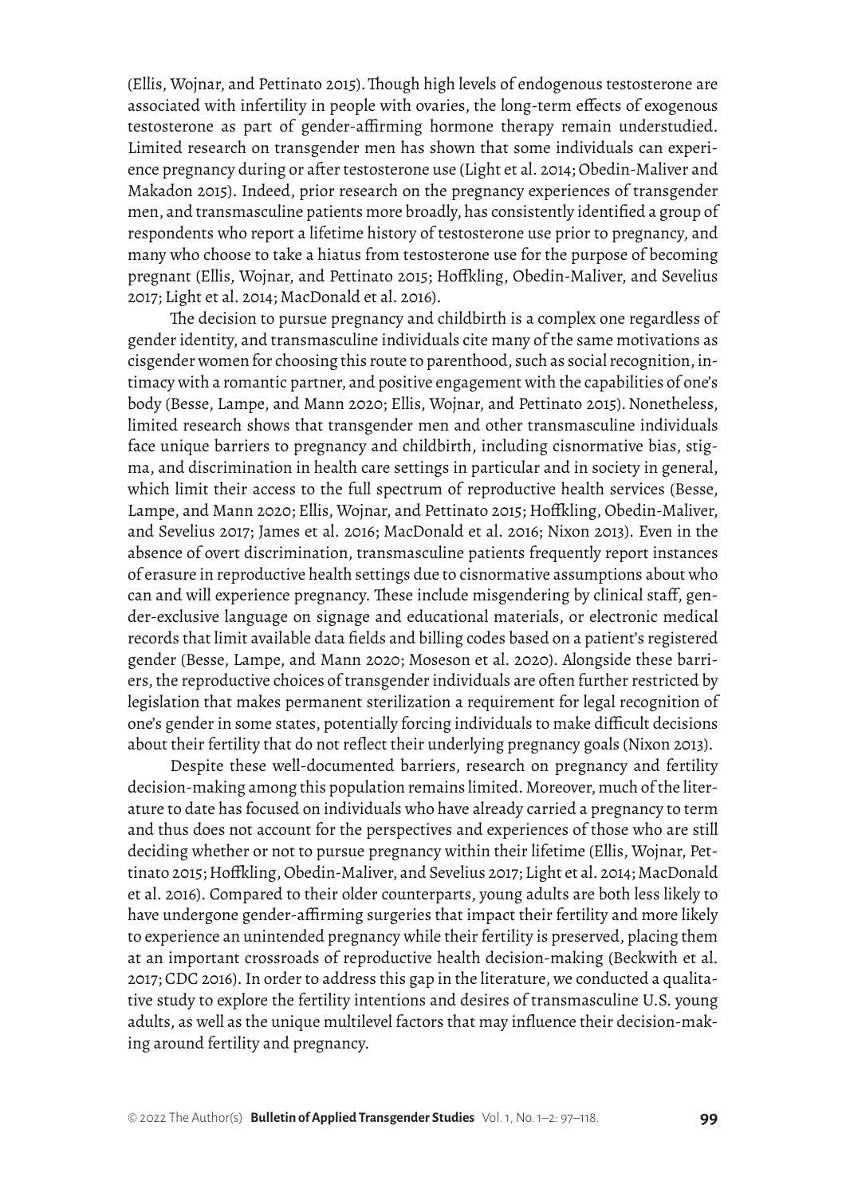(Ellis, Wojnar, and Pettinato 2015). Though high levels of endogenous testosterone are associated with infertility in people with ovaries, the long-term effects of exogenous testosterone as part of gender-affirming hormone therapy remain understudied. Limited research on transgender men has shown that some individuals can experience pregnancy during or after testosterone use (Light et al. 2014; Obedin-Maliver and Makadon 2015). Indeed, prior research on the pregnancy experiences of transgender men, and transmasculine patients more broadly, has consistently identified a group of respondents who report a lifetime history of testosterone use prior to pregnancy, and many who choose to take a hiatus from testosterone use for the purpose of becoming pregnant (Ellis, Wojnar, and Pettinato 2015; Hoffkling, Obedin-Maliver, and Sevelius 2017; Light et al. 2014; MacDonald et al. 2016).

The decision to pursue pregnancy and childbirth is a complex one regardless of gender identity, and transmasculine individuals cite many of the same motivations as cisgender women for choosing this route to parenthood, such as social recognition, intimacy with a romantic partner, and positive engagement with the capabilities of one's body (Besse, Lampe, and Mann 2020; Ellis, Wojnar, and Pettinato 2015). Nonetheless, limited research shows that transgender men and other transmasculine individuals face unique barriers to pregnancy and childbirth, including cisnormative bias, stigma, and discrimination in health care settings in particular and in society in general, which limit their access to the full spectrum of reproductive health services (Besse, Lampe, and Mann 2020; Ellis, Wojnar, and Pettinato 2015; Hoffkling, Obedin-Maliver, and Sevelius 2017; James et al. 2016; MacDonald et al. 2016; Nixon 2013). Even in the absence of overt discrimination, transmasculine patients frequently report instances of erasure in reproductive health settings due to cisnormative assumptions about who can and will experience pregnancy. These include misgendering by clinical staff, gender-exclusive language on signage and educational materials, or electronic medical records that limit available data fields and billing codes based on a patient's registered gender (Besse, Lampe, and Mann 2020; Moseson et al. 2020). Alongside these barriers, the reproductive choices of transgender individuals are often further restricted by legislation that makes permanent sterilization a requirement for legal recognition of one's gender in some states, potentially forcing individuals to make difficult decisions about their fertility that do not reflect their underlying pregnancy goals (Nixon 2013).

Despite these well-documented barriers, research on pregnancy and fertility decision-making among this population remains limited. Moreover, much of the literature to date has focused on individuals who have already carried a pregnancy to term and thus does not account for the perspectives and experiences of those who are still deciding whether or not to pursue pregnancy within their lifetime (Ellis, Wojnar, Pettinato 2015; Hoffkling, Obedin-Maliver, and Sevelius 2017; Light et al. 2014; MacDonald et al. 2016). Compared to their older counterparts, young adults are both less likely to have undergone gender-affirming surgeries that impact their fertility and more likely to experience an unintended pregnancy while their fertility is preserved, placing them at an important crossroads of reproductive health decision-making (Beckwith et al. 2017; CDC 2016). In order to address this gap in the literature, we conducted a qualitative study to explore the fertility intentions and desires of transmasculine U.S. young adults, as well as the unique multilevel factors that may influence their decision-making around fertility and pregnancy.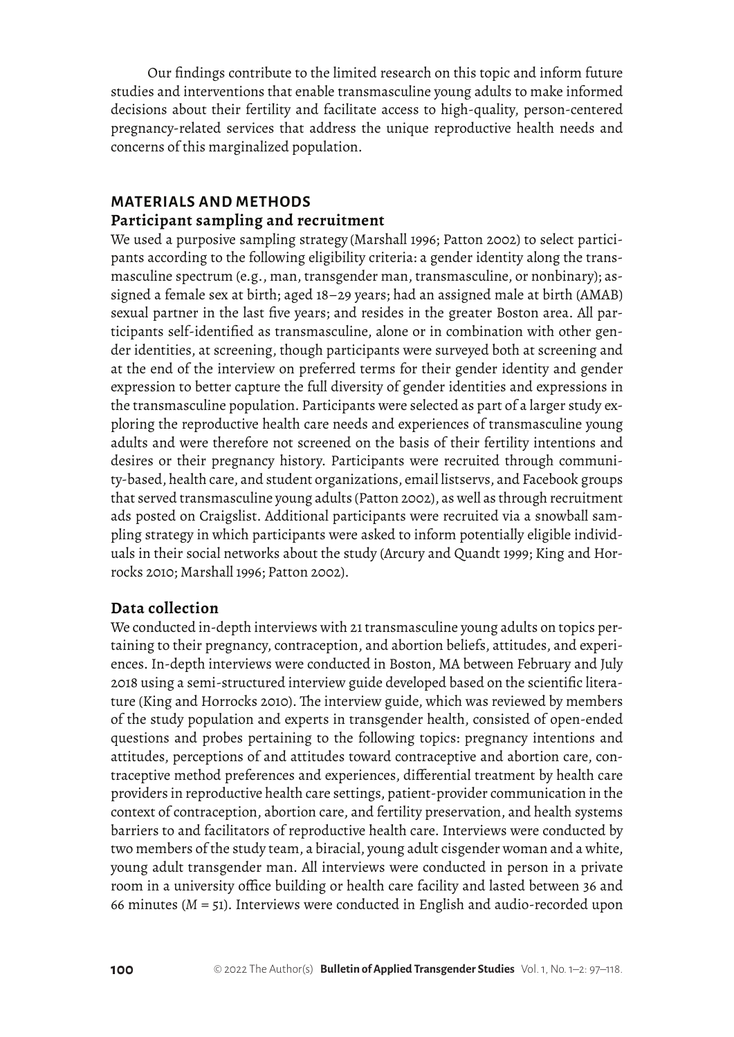Our findings contribute to the limited research on this topic and inform future studies and interventions that enable transmasculine young adults to make informed decisions about their fertility and facilitate access to high-quality, person-centered pregnancy-related services that address the unique reproductive health needs and concerns of this marginalized population.

## MATERIALS AND METHODS

### Participant sampling and recruitment

We used a purposive sampling strategy (Marshall 1996; Patton 2002) to select participants according to the following eligibility criteria: a gender identity along the transmasculine spectrum (e.g., man, transgender man, transmasculine, or nonbinary); assigned a female sex at birth; aged 18–29 years; had an assigned male at birth (AMAB) sexual partner in the last five years; and resides in the greater Boston area. All participants self-identified as transmasculine, alone or in combination with other gender identities, at screening, though participants were surveyed both at screening and at the end of the interview on preferred terms for their gender identity and gender expression to better capture the full diversity of gender identities and expressions in the transmasculine population. Participants were selected as part of a larger study exploring the reproductive health care needs and experiences of transmasculine young adults and were therefore not screened on the basis of their fertility intentions and desires or their pregnancy history. Participants were recruited through community-based, health care, and student organizations, email listservs, and Facebook groups that served transmasculine young adults (Patton 2002), as well as through recruitment ads posted on Craigslist. Additional participants were recruited via a snowball sampling strategy in which participants were asked to inform potentially eligible individuals in their social networks about the study (Arcury and Quandt 1999; King and Horrocks 2010; Marshall 1996; Patton 2002).

### Data collection

We conducted in-depth interviews with 21 transmasculine young adults on topics pertaining to their pregnancy, contraception, and abortion beliefs, attitudes, and experiences. In-depth interviews were conducted in Boston, MA between February and July 2018 using a semi-structured interview guide developed based on the scientific literature (King and Horrocks 2010). The interview guide, which was reviewed by members of the study population and experts in transgender health, consisted of open-ended questions and probes pertaining to the following topics: pregnancy intentions and attitudes, perceptions of and attitudes toward contraceptive and abortion care, contraceptive method preferences and experiences, differential treatment by health care providers in reproductive health care settings, patient-provider communication in the context of contraception, abortion care, and fertility preservation, and health systems barriers to and facilitators of reproductive health care. Interviews were conducted by two members of the study team, a biracial, young adult cisgender woman and a white, young adult transgender man. All interviews were conducted in person in a private room in a university office building or health care facility and lasted between 36 and 66 minutes ($M = 51$). Interviews were conducted in English and audio-recorded upon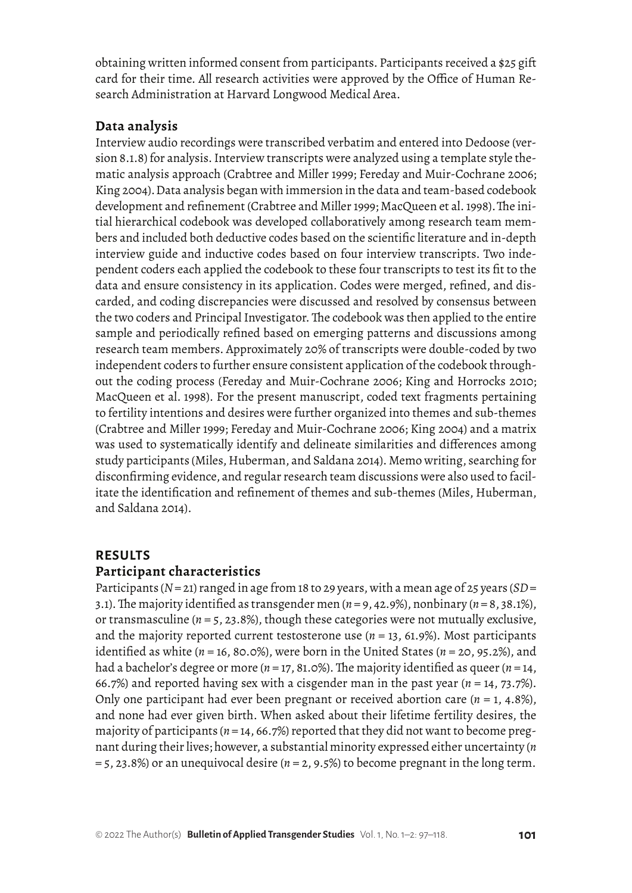obtaining written informed consent from participants. Participants received a $25 gift card for their time. All research activities were approved by the Office of Human Research Administration at Harvard Longwood Medical Area.

### Data analysis

Interview audio recordings were transcribed verbatim and entered into Dedoose (version 8.1.8) for analysis. Interview transcripts were analyzed using a template style thematic analysis approach (Crabtree and Miller 1999; Fereday and Muir-Cochrane 2006; King 2004). Data analysis began with immersion in the data and team-based codebook development and refinement (Crabtree and Miller 1999; MacQueen et al. 1998). The initial hierarchical codebook was developed collaboratively among research team members and included both deductive codes based on the scientific literature and in-depth interview guide and inductive codes based on four interview transcripts. Two independent coders each applied the codebook to these four transcripts to test its fit to the data and ensure consistency in its application. Codes were merged, refined, and discarded, and coding discrepancies were discussed and resolved by consensus between the two coders and Principal Investigator. The codebook was then applied to the entire sample and periodically refined based on emerging patterns and discussions among research team members. Approximately 20% of transcripts were double-coded by two independent coders to further ensure consistent application of the codebook throughout the coding process (Fereday and Muir-Cochrane 2006; King and Horrocks 2010; MacQueen et al. 1998). For the present manuscript, coded text fragments pertaining to fertility intentions and desires were further organized into themes and sub-themes (Crabtree and Miller 1999; Fereday and Muir-Cochrane 2006; King 2004) and a matrix was used to systematically identify and delineate similarities and differences among study participants (Miles, Huberman, and Saldana 2014). Memo writing, searching for disconfirming evidence, and regular research team discussions were also used to facilitate the identification and refinement of themes and sub-themes (Miles, Huberman, and Saldana 2014).

## RESULTS

### Participant characteristics

Participants ($N = 21$) ranged in age from 18 to 29 years, with a mean age of 25 years ($SD = 3.1$). The majority identified as transgender men ($n = 9$, 42.9%), nonbinary ($n = 8$, 38.1%), or transmasculine ($n = 5$, 23.8%), though these categories were not mutually exclusive, and the majority reported current testosterone use ($n = 13$, 61.9%). Most participants identified as white ($n = 16$, 80.0%), were born in the United States ($n = 20$, 95.2%), and had a bachelor's degree or more ($n = 17$, 81.0%). The majority identified as queer ($n = 14$, 66.7%) and reported having sex with a cisgender man in the past year ($n = 14$, 73.7%). Only one participant had ever been pregnant or received abortion care ($n = 1$, 4.8%), and none had ever given birth. When asked about their lifetime fertility desires, the majority of participants ($n = 14$, 66.7%) reported that they did not want to become pregnant during their lives; however, a substantial minority expressed either uncertainty ($n = 5$, 23.8%) or an unequivocal desire ($n = 2$, 9.5%) to become pregnant in the long term.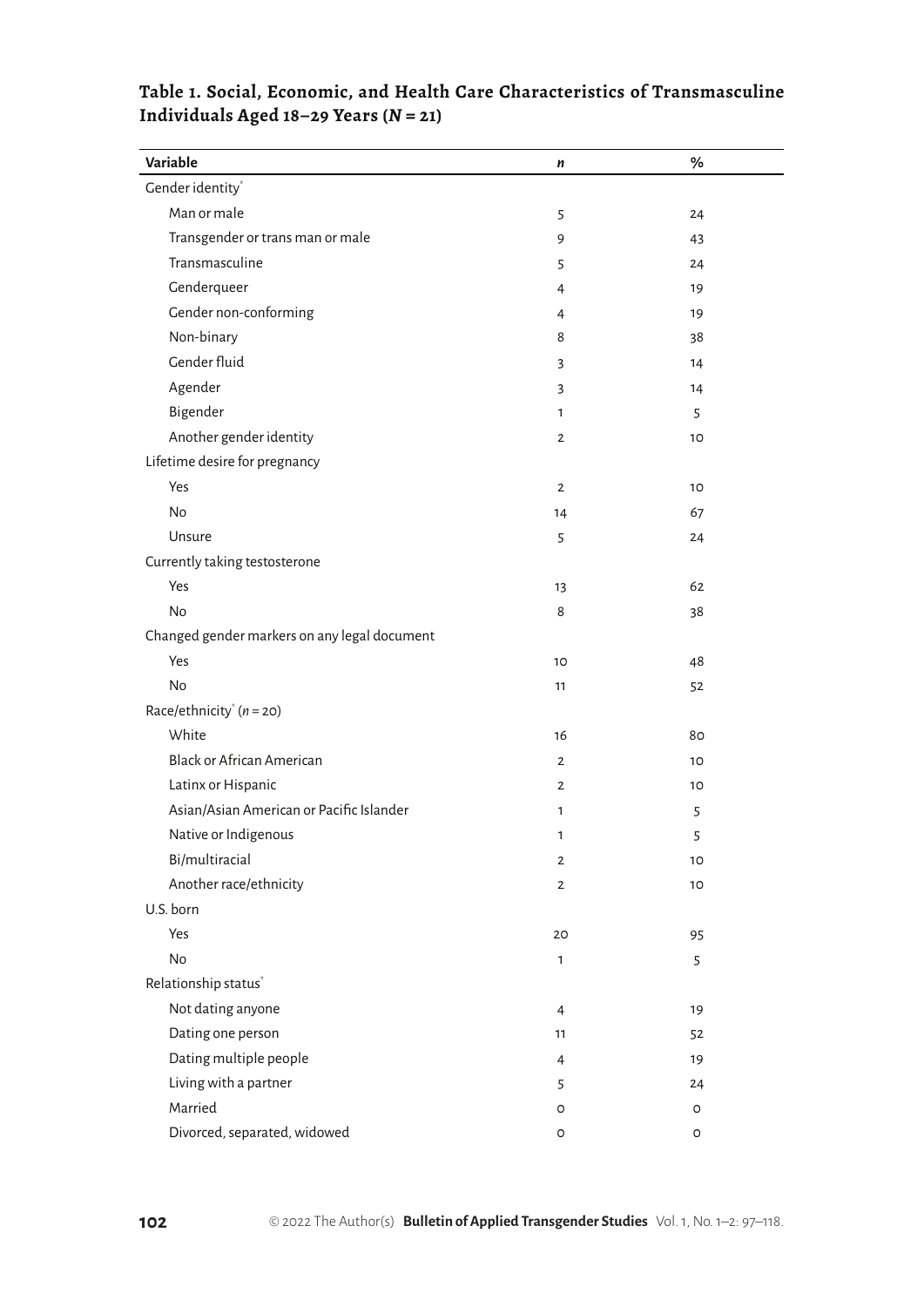**Table 1. Social, Economic, and Health Care Characteristics of Transmasculine Individuals Aged 18–29 Years (*N* = 21)**

| Variable | *n* | % |
|---|---|---|
| Gender identity* | | |
| Man or male | 5 | 24 |
| Transgender or trans man or male | 9 | 43 |
| Transmasculine | 5 | 24 |
| Genderqueer | 4 | 19 |
| Gender non-conforming | 4 | 19 |
| Non-binary | 8 | 38 |
| Gender fluid | 3 | 14 |
| Agender | 3 | 14 |
| Bigender | 1 | 5 |
| Another gender identity | 2 | 10 |
| Lifetime desire for pregnancy | | |
| Yes | 2 | 10 |
| No | 14 | 67 |
| Unsure | 5 | 24 |
| Currently taking testosterone | | |
| Yes | 13 | 62 |
| No | 8 | 38 |
| Changed gender markers on any legal document | | |
| Yes | 10 | 48 |
| No | 11 | 52 |
| Race/ethnicity* (*n* = 20) | | |
| White | 16 | 80 |
| Black or African American | 2 | 10 |
| Latinx or Hispanic | 2 | 10 |
| Asian/Asian American or Pacific Islander | 1 | 5 |
| Native or Indigenous | 1 | 5 |
| Bi/multiracial | 2 | 10 |
| Another race/ethnicity | 2 | 10 |
| U.S. born | | |
| Yes | 20 | 95 |
| No | 1 | 5 |
| Relationship status* | | |
| Not dating anyone | 4 | 19 |
| Dating one person | 11 | 52 |
| Dating multiple people | 4 | 19 |
| Living with a partner | 5 | 24 |
| Married | 0 | 0 |
| Divorced, separated, widowed | 0 | 0 |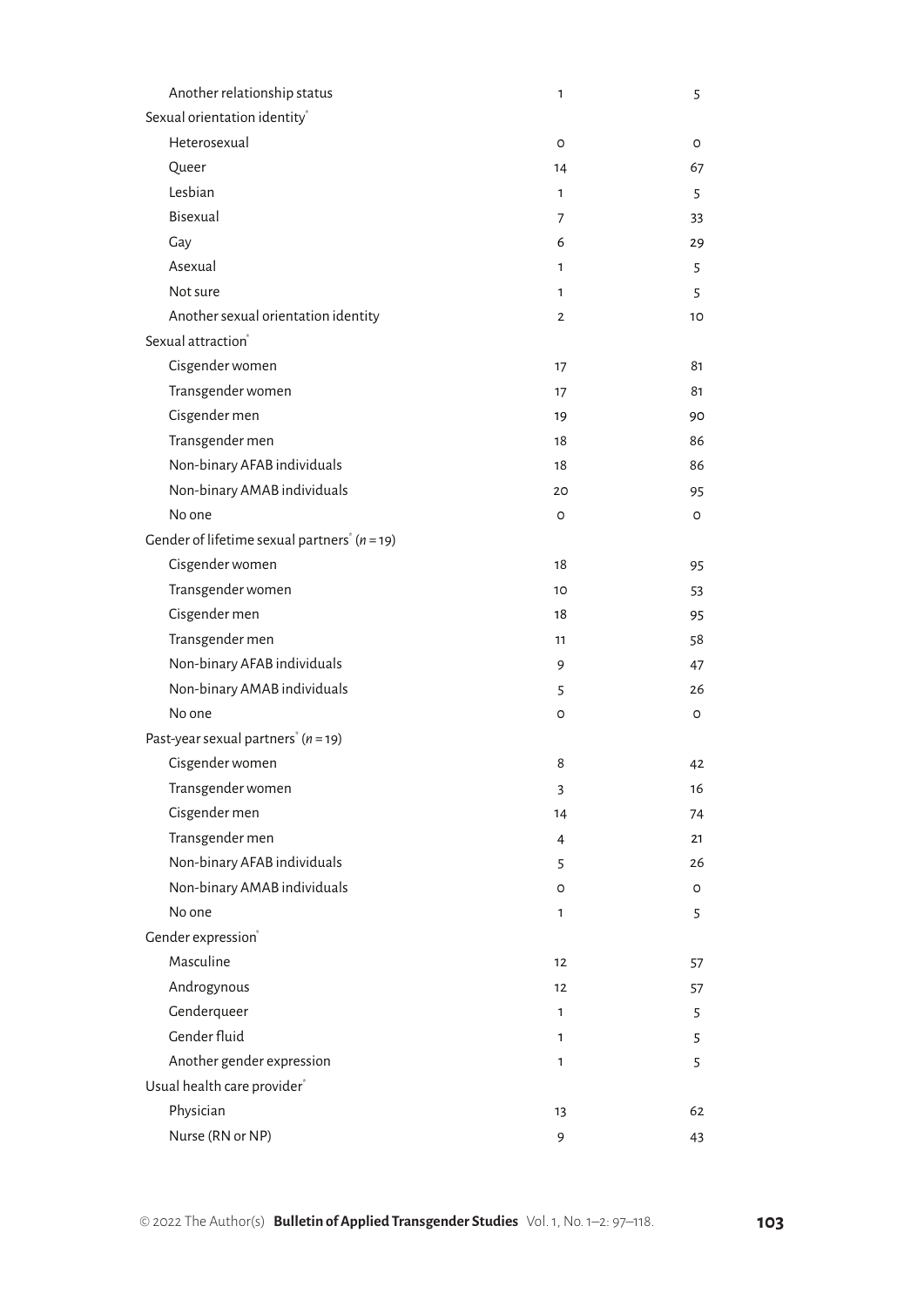| | | |
|---|---|---|
| Another relationship status | 1 | 5 |
| Sexual orientation identity* | | |
| Heterosexual | 0 | 0 |
| Queer | 14 | 67 |
| Lesbian | 1 | 5 |
| Bisexual | 7 | 33 |
| Gay | 6 | 29 |
| Asexual | 1 | 5 |
| Not sure | 1 | 5 |
| Another sexual orientation identity | 2 | 10 |
| Sexual attraction* | | |
| Cisgender women | 17 | 81 |
| Transgender women | 17 | 81 |
| Cisgender men | 19 | 90 |
| Transgender men | 18 | 86 |
| Non-binary AFAB individuals | 18 | 86 |
| Non-binary AMAB individuals | 20 | 95 |
| No one | 0 | 0 |
| Gender of lifetime sexual partners* ($n = 19$) | | |
| Cisgender women | 18 | 95 |
| Transgender women | 10 | 53 |
| Cisgender men | 18 | 95 |
| Transgender men | 11 | 58 |
| Non-binary AFAB individuals | 9 | 47 |
| Non-binary AMAB individuals | 5 | 26 |
| No one | 0 | 0 |
| Past-year sexual partners* ($n = 19$) | | |
| Cisgender women | 8 | 42 |
| Transgender women | 3 | 16 |
| Cisgender men | 14 | 74 |
| Transgender men | 4 | 21 |
| Non-binary AFAB individuals | 5 | 26 |
| Non-binary AMAB individuals | 0 | 0 |
| No one | 1 | 5 |
| Gender expression* | | |
| Masculine | 12 | 57 |
| Androgynous | 12 | 57 |
| Genderqueer | 1 | 5 |
| Gender fluid | 1 | 5 |
| Another gender expression | 1 | 5 |
| Usual health care provider* | | |
| Physician | 13 | 62 |
| Nurse (RN or NP) | 9 | 43 |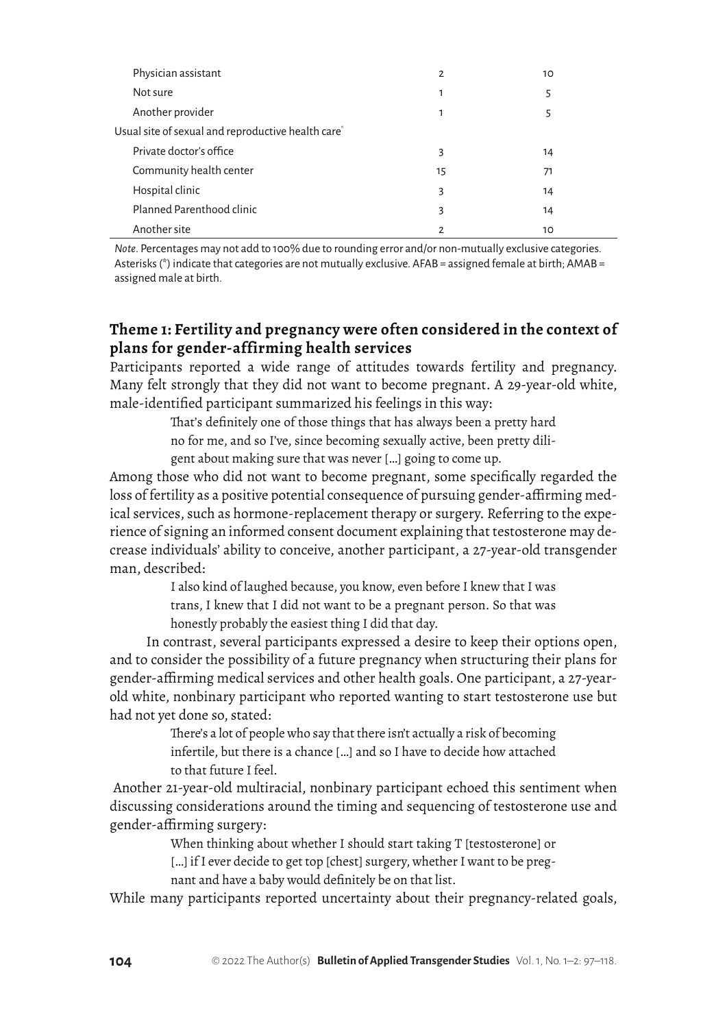| | | |
|---|---|---|
| Physician assistant | 2 | 10 |
| Not sure | 1 | 5 |
| Another provider | 1 | 5 |
| Usual site of sexual and reproductive health care* | | |
| Private doctor's office | 3 | 14 |
| Community health center | 15 | 71 |
| Hospital clinic | 3 | 14 |
| Planned Parenthood clinic | 3 | 14 |
| Another site | 2 | 10 |

*Note*. Percentages may not add to 100% due to rounding error and/or non-mutually exclusive categories. Asterisks (*) indicate that categories are not mutually exclusive. AFAB = assigned female at birth; AMAB = assigned male at birth.

## Theme 1: Fertility and pregnancy were often considered in the context of plans for gender-affirming health services

Participants reported a wide range of attitudes towards fertility and pregnancy. Many felt strongly that they did not want to become pregnant. A 29-year-old white, male-identified participant summarized his feelings in this way:

> That's definitely one of those things that has always been a pretty hard no for me, and so I've, since becoming sexually active, been pretty diligent about making sure that was never […] going to come up.

Among those who did not want to become pregnant, some specifically regarded the loss of fertility as a positive potential consequence of pursuing gender-affirming medical services, such as hormone-replacement therapy or surgery. Referring to the experience of signing an informed consent document explaining that testosterone may decrease individuals' ability to conceive, another participant, a 27-year-old transgender man, described:

> I also kind of laughed because, you know, even before I knew that I was trans, I knew that I did not want to be a pregnant person. So that was honestly probably the easiest thing I did that day.

In contrast, several participants expressed a desire to keep their options open, and to consider the possibility of a future pregnancy when structuring their plans for gender-affirming medical services and other health goals. One participant, a 27-year-old white, nonbinary participant who reported wanting to start testosterone use but had not yet done so, stated:

> There's a lot of people who say that there isn't actually a risk of becoming infertile, but there is a chance […] and so I have to decide how attached to that future I feel.

Another 21-year-old multiracial, nonbinary participant echoed this sentiment when discussing considerations around the timing and sequencing of testosterone use and gender-affirming surgery:

> When thinking about whether I should start taking T [testosterone] or […] if I ever decide to get top [chest] surgery, whether I want to be pregnant and have a baby would definitely be on that list.

While many participants reported uncertainty about their pregnancy-related goals,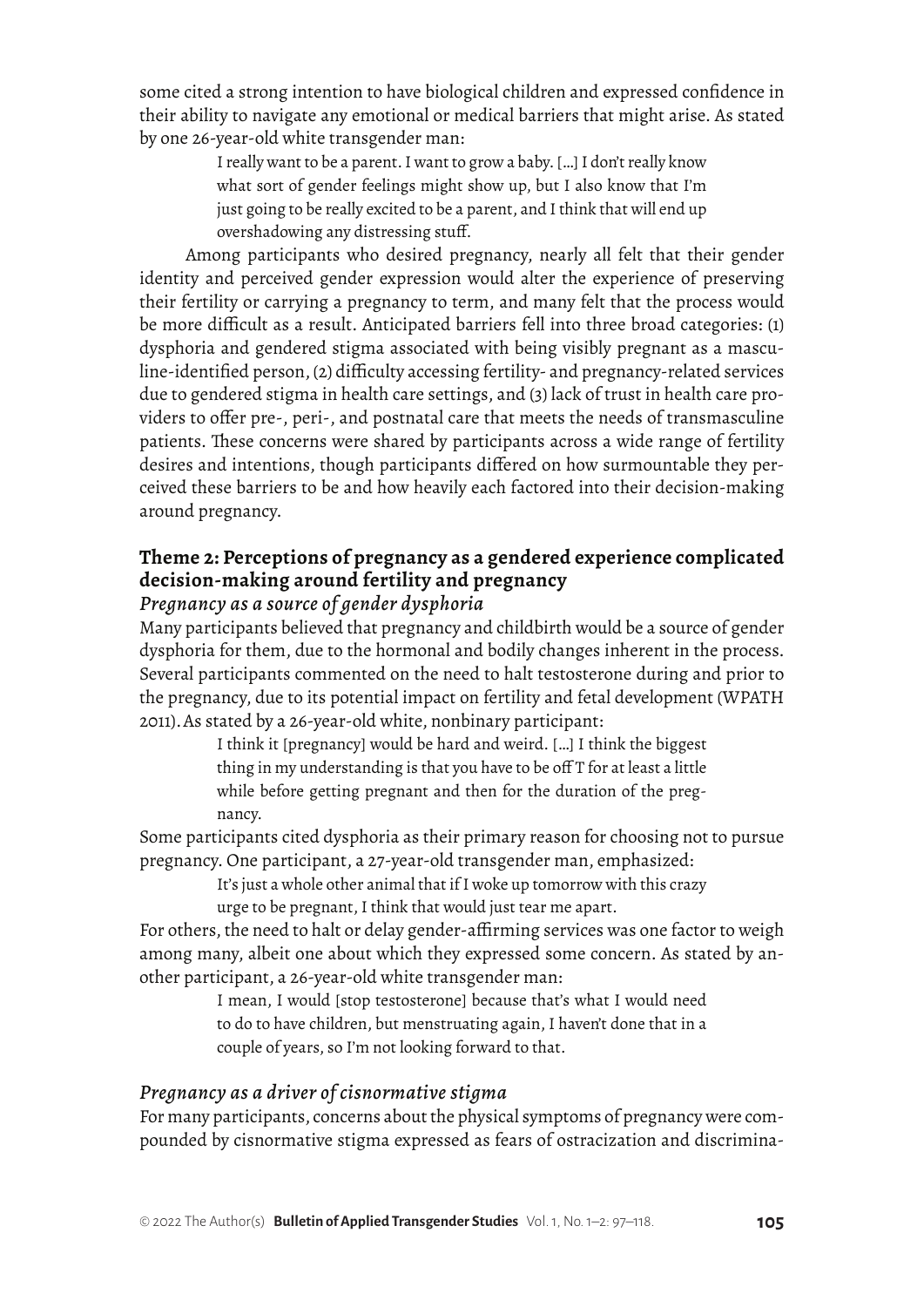some cited a strong intention to have biological children and expressed confidence in their ability to navigate any emotional or medical barriers that might arise. As stated by one 26-year-old white transgender man:

> I really want to be a parent. I want to grow a baby. [...] I don't really know what sort of gender feelings might show up, but I also know that I'm just going to be really excited to be a parent, and I think that will end up overshadowing any distressing stuff.

Among participants who desired pregnancy, nearly all felt that their gender identity and perceived gender expression would alter the experience of preserving their fertility or carrying a pregnancy to term, and many felt that the process would be more difficult as a result. Anticipated barriers fell into three broad categories: (1) dysphoria and gendered stigma associated with being visibly pregnant as a masculine-identified person, (2) difficulty accessing fertility- and pregnancy-related services due to gendered stigma in health care settings, and (3) lack of trust in health care providers to offer pre-, peri-, and postnatal care that meets the needs of transmasculine patients. These concerns were shared by participants across a wide range of fertility desires and intentions, though participants differed on how surmountable they perceived these barriers to be and how heavily each factored into their decision-making around pregnancy.

## Theme 2: Perceptions of pregnancy as a gendered experience complicated decision-making around fertility and pregnancy

### *Pregnancy as a source of gender dysphoria*

Many participants believed that pregnancy and childbirth would be a source of gender dysphoria for them, due to the hormonal and bodily changes inherent in the process. Several participants commented on the need to halt testosterone during and prior to the pregnancy, due to its potential impact on fertility and fetal development (WPATH 2011). As stated by a 26-year-old white, nonbinary participant:

> I think it [pregnancy] would be hard and weird. [...] I think the biggest thing in my understanding is that you have to be off T for at least a little while before getting pregnant and then for the duration of the pregnancy.

Some participants cited dysphoria as their primary reason for choosing not to pursue pregnancy. One participant, a 27-year-old transgender man, emphasized:

> It's just a whole other animal that if I woke up tomorrow with this crazy urge to be pregnant, I think that would just tear me apart.

For others, the need to halt or delay gender-affirming services was one factor to weigh among many, albeit one about which they expressed some concern. As stated by another participant, a 26-year-old white transgender man:

> I mean, I would [stop testosterone] because that's what I would need to do to have children, but menstruating again, I haven't done that in a couple of years, so I'm not looking forward to that.

### *Pregnancy as a driver of cisnormative stigma*

For many participants, concerns about the physical symptoms of pregnancy were compounded by cisnormative stigma expressed as fears of ostracization and discrimina-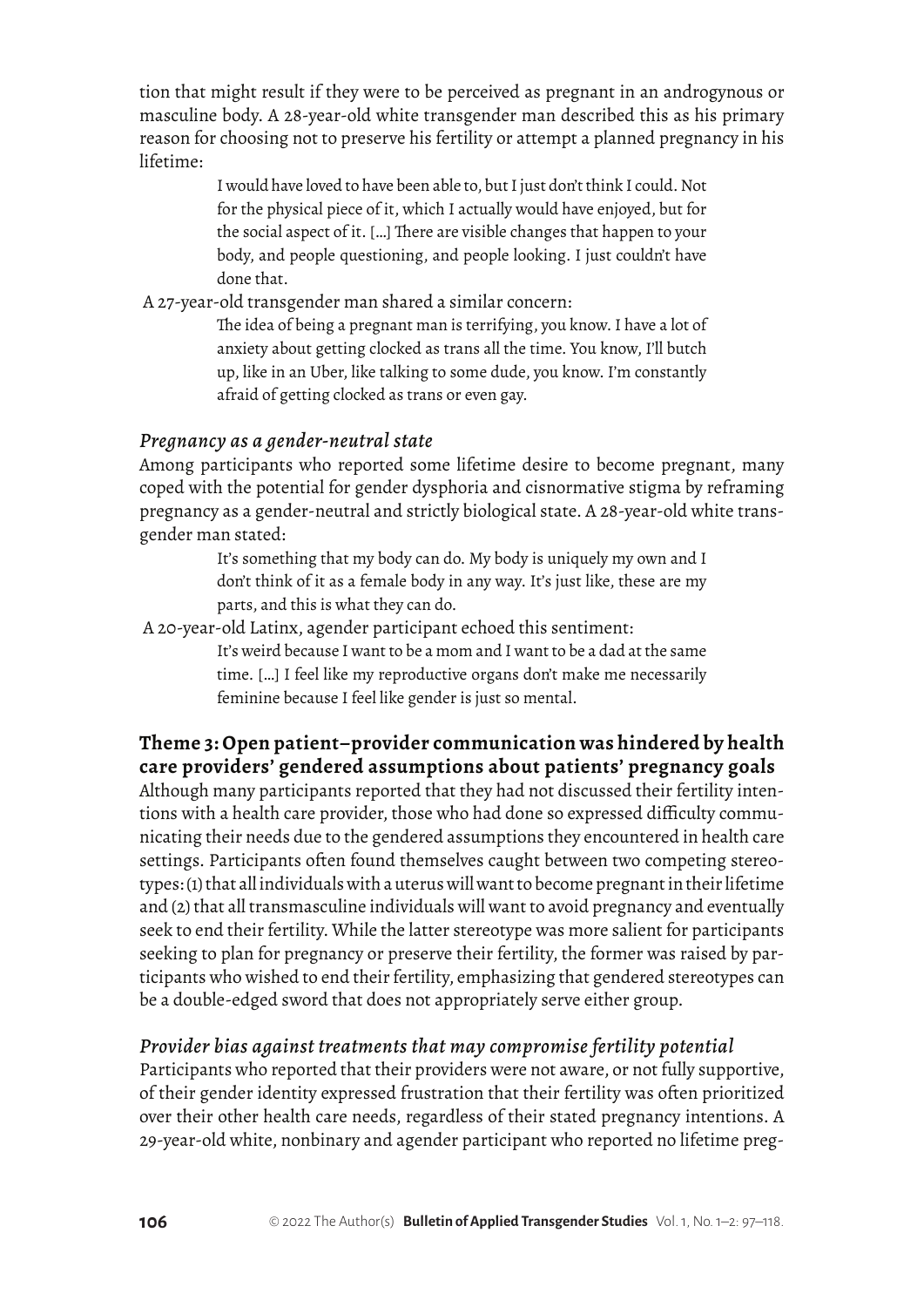tion that might result if they were to be perceived as pregnant in an androgynous or masculine body. A 28-year-old white transgender man described this as his primary reason for choosing not to preserve his fertility or attempt a planned pregnancy in his lifetime:

> I would have loved to have been able to, but I just don't think I could. Not for the physical piece of it, which I actually would have enjoyed, but for the social aspect of it. [...] There are visible changes that happen to your body, and people questioning, and people looking. I just couldn't have done that.

A 27-year-old transgender man shared a similar concern:

> The idea of being a pregnant man is terrifying, you know. I have a lot of anxiety about getting clocked as trans all the time. You know, I'll butch up, like in an Uber, like talking to some dude, you know. I'm constantly afraid of getting clocked as trans or even gay.

### *Pregnancy as a gender-neutral state*

Among participants who reported some lifetime desire to become pregnant, many coped with the potential for gender dysphoria and cisnormative stigma by reframing pregnancy as a gender-neutral and strictly biological state. A 28-year-old white transgender man stated:

> It's something that my body can do. My body is uniquely my own and I don't think of it as a female body in any way. It's just like, these are my parts, and this is what they can do.

A 20-year-old Latinx, agender participant echoed this sentiment:

> It's weird because I want to be a mom and I want to be a dad at the same time. [...] I feel like my reproductive organs don't make me necessarily feminine because I feel like gender is just so mental.

## Theme 3: Open patient–provider communication was hindered by health care providers' gendered assumptions about patients' pregnancy goals

Although many participants reported that they had not discussed their fertility intentions with a health care provider, those who had done so expressed difficulty communicating their needs due to the gendered assumptions they encountered in health care settings. Participants often found themselves caught between two competing stereotypes: (1) that all individuals with a uterus will want to become pregnant in their lifetime and (2) that all transmasculine individuals will want to avoid pregnancy and eventually seek to end their fertility. While the latter stereotype was more salient for participants seeking to plan for pregnancy or preserve their fertility, the former was raised by participants who wished to end their fertility, emphasizing that gendered stereotypes can be a double-edged sword that does not appropriately serve either group.

### *Provider bias against treatments that may compromise fertility potential*

Participants who reported that their providers were not aware, or not fully supportive, of their gender identity expressed frustration that their fertility was often prioritized over their other health care needs, regardless of their stated pregnancy intentions. A 29-year-old white, nonbinary and agender participant who reported no lifetime preg-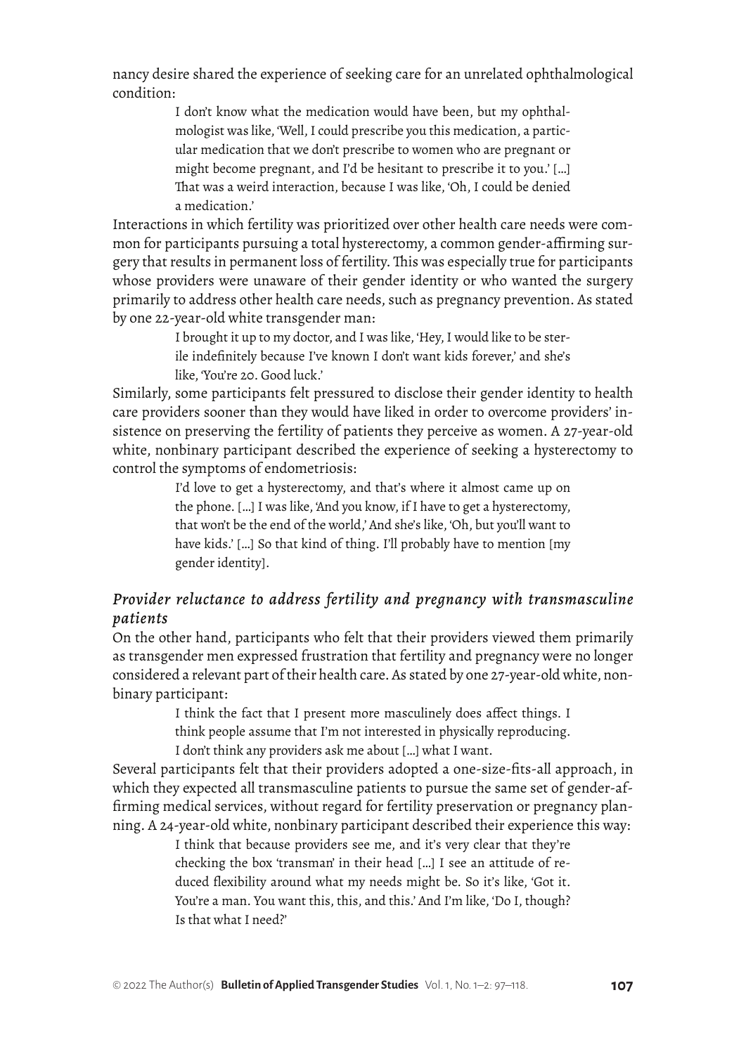nancy desire shared the experience of seeking care for an unrelated ophthalmological condition:

> I don't know what the medication would have been, but my ophthalmologist was like, 'Well, I could prescribe you this medication, a particular medication that we don't prescribe to women who are pregnant or might become pregnant, and I'd be hesitant to prescribe it to you.' […] That was a weird interaction, because I was like, 'Oh, I could be denied a medication.'

Interactions in which fertility was prioritized over other health care needs were common for participants pursuing a total hysterectomy, a common gender-affirming surgery that results in permanent loss of fertility. This was especially true for participants whose providers were unaware of their gender identity or who wanted the surgery primarily to address other health care needs, such as pregnancy prevention. As stated by one 22-year-old white transgender man:

> I brought it up to my doctor, and I was like, 'Hey, I would like to be sterile indefinitely because I've known I don't want kids forever,' and she's like, 'You're 20. Good luck.'

Similarly, some participants felt pressured to disclose their gender identity to health care providers sooner than they would have liked in order to overcome providers' insistence on preserving the fertility of patients they perceive as women. A 27-year-old white, nonbinary participant described the experience of seeking a hysterectomy to control the symptoms of endometriosis:

> I'd love to get a hysterectomy, and that's where it almost came up on the phone. […] I was like, 'And you know, if I have to get a hysterectomy, that won't be the end of the world,' And she's like, 'Oh, but you'll want to have kids.' […] So that kind of thing. I'll probably have to mention [my gender identity].

### *Provider reluctance to address fertility and pregnancy with transmasculine patients*

On the other hand, participants who felt that their providers viewed them primarily as transgender men expressed frustration that fertility and pregnancy were no longer considered a relevant part of their health care. As stated by one 27-year-old white, nonbinary participant:

> I think the fact that I present more masculinely does affect things. I think people assume that I'm not interested in physically reproducing. I don't think any providers ask me about […] what I want.

Several participants felt that their providers adopted a one-size-fits-all approach, in which they expected all transmasculine patients to pursue the same set of gender-affirming medical services, without regard for fertility preservation or pregnancy planning. A 24-year-old white, nonbinary participant described their experience this way:

> I think that because providers see me, and it's very clear that they're checking the box 'transman' in their head […] I see an attitude of reduced flexibility around what my needs might be. So it's like, 'Got it. You're a man. You want this, this, and this.' And I'm like, 'Do I, though? Is that what I need?'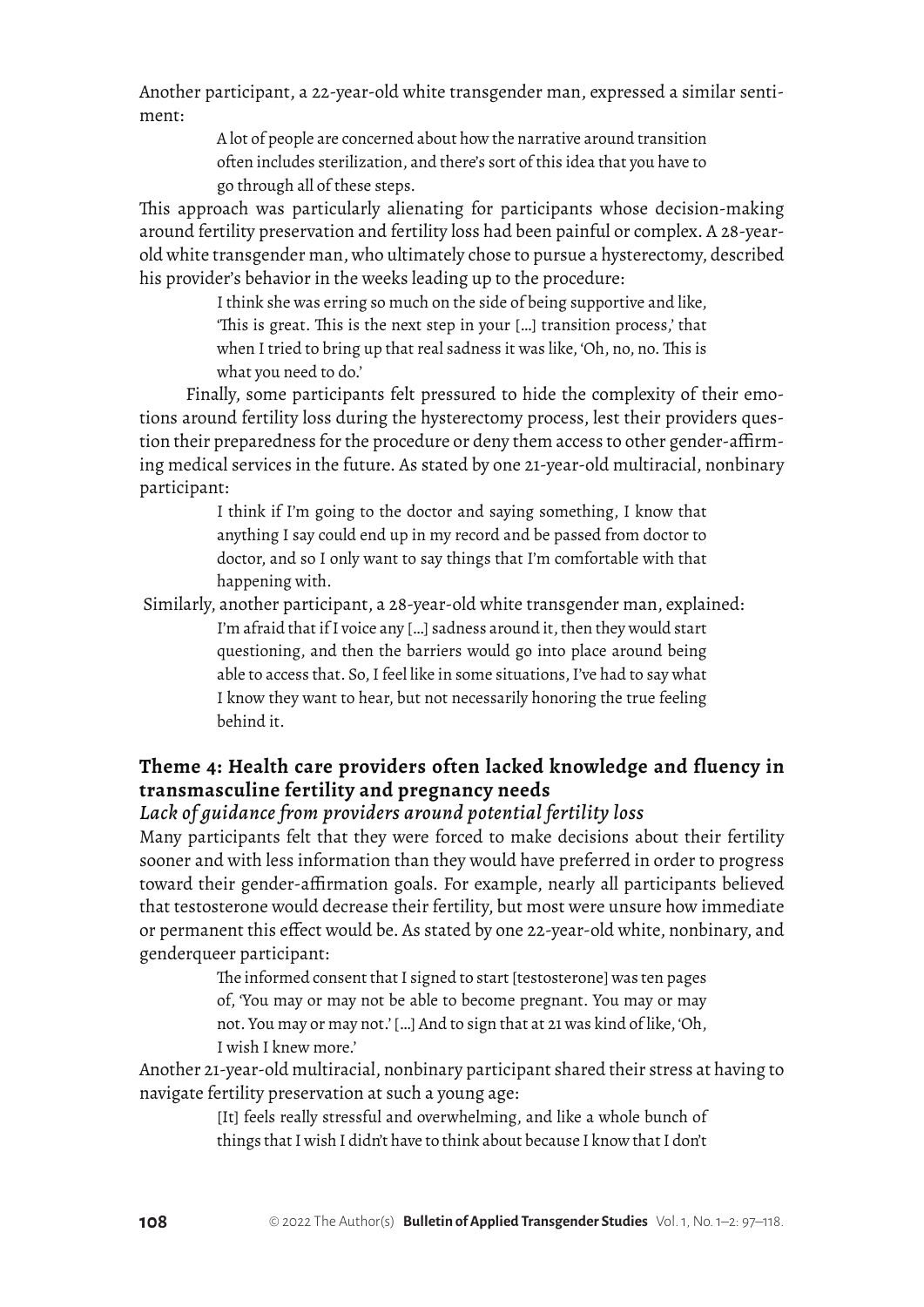Another participant, a 22-year-old white transgender man, expressed a similar sentiment:

> A lot of people are concerned about how the narrative around transition often includes sterilization, and there's sort of this idea that you have to go through all of these steps.

This approach was particularly alienating for participants whose decision-making around fertility preservation and fertility loss had been painful or complex. A 28-year-old white transgender man, who ultimately chose to pursue a hysterectomy, described his provider's behavior in the weeks leading up to the procedure:

> I think she was erring so much on the side of being supportive and like, 'This is great. This is the next step in your […] transition process,' that when I tried to bring up that real sadness it was like, 'Oh, no, no. This is what you need to do.'

Finally, some participants felt pressured to hide the complexity of their emotions around fertility loss during the hysterectomy process, lest their providers question their preparedness for the procedure or deny them access to other gender-affirming medical services in the future. As stated by one 21-year-old multiracial, nonbinary participant:

> I think if I'm going to the doctor and saying something, I know that anything I say could end up in my record and be passed from doctor to doctor, and so I only want to say things that I'm comfortable with that happening with.

Similarly, another participant, a 28-year-old white transgender man, explained:

> I'm afraid that if I voice any […] sadness around it, then they would start questioning, and then the barriers would go into place around being able to access that. So, I feel like in some situations, I've had to say what I know they want to hear, but not necessarily honoring the true feeling behind it.

## Theme 4: Health care providers often lacked knowledge and fluency in transmasculine fertility and pregnancy needs

### *Lack of guidance from providers around potential fertility loss*

Many participants felt that they were forced to make decisions about their fertility sooner and with less information than they would have preferred in order to progress toward their gender-affirmation goals. For example, nearly all participants believed that testosterone would decrease their fertility, but most were unsure how immediate or permanent this effect would be. As stated by one 22-year-old white, nonbinary, and genderqueer participant:

> The informed consent that I signed to start [testosterone] was ten pages of, 'You may or may not be able to become pregnant. You may or may not. You may or may not.' […] And to sign that at 21 was kind of like, 'Oh, I wish I knew more.'

Another 21-year-old multiracial, nonbinary participant shared their stress at having to navigate fertility preservation at such a young age:

> [It] feels really stressful and overwhelming, and like a whole bunch of things that I wish I didn't have to think about because I know that I don't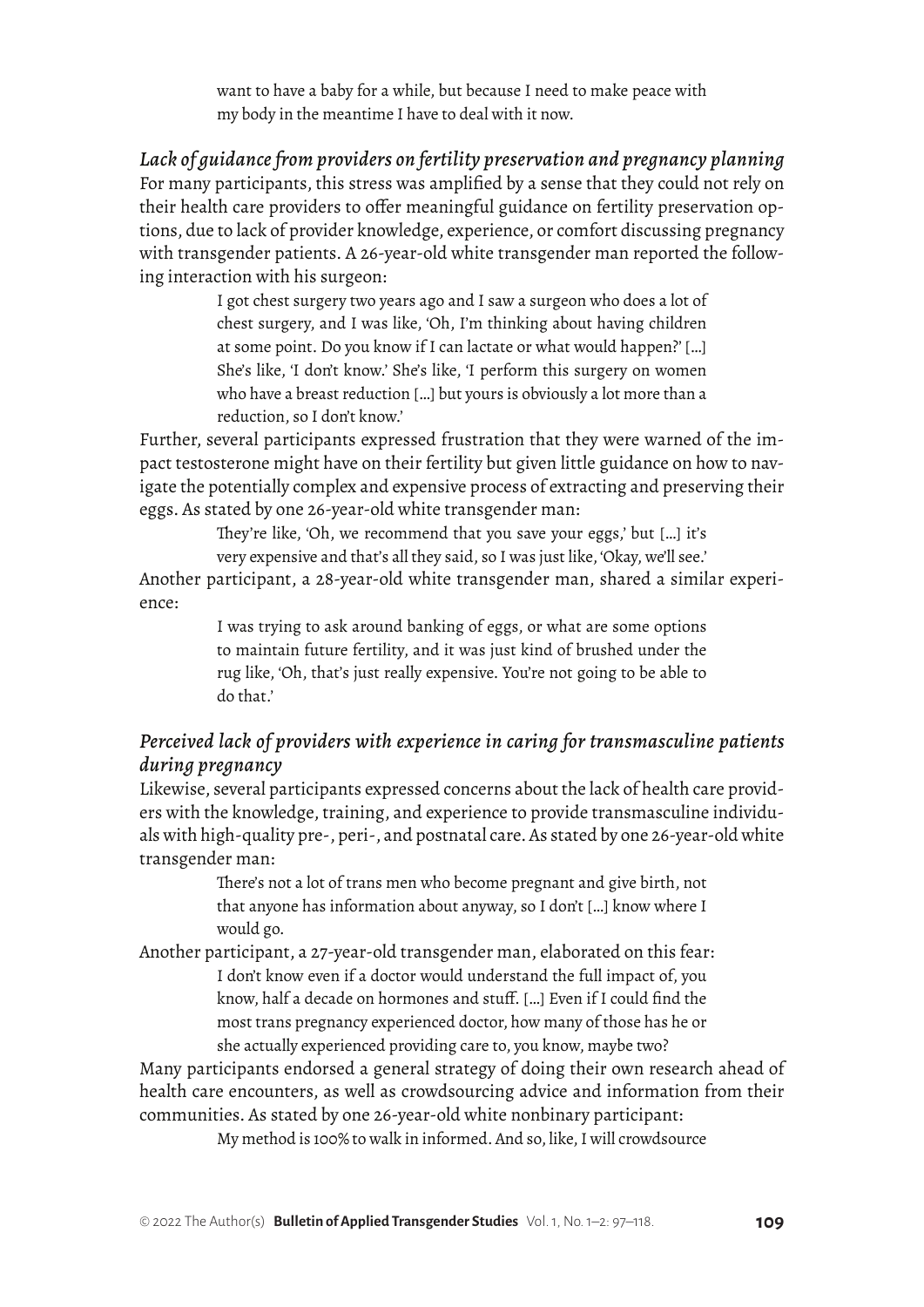> want to have a baby for a while, but because I need to make peace with my body in the meantime I have to deal with it now.

*Lack of guidance from providers on fertility preservation and pregnancy planning*
For many participants, this stress was amplified by a sense that they could not rely on their health care providers to offer meaningful guidance on fertility preservation options, due to lack of provider knowledge, experience, or comfort discussing pregnancy with transgender patients. A 26-year-old white transgender man reported the following interaction with his surgeon:

> I got chest surgery two years ago and I saw a surgeon who does a lot of chest surgery, and I was like, 'Oh, I'm thinking about having children at some point. Do you know if I can lactate or what would happen?' [...] She's like, 'I don't know.' She's like, 'I perform this surgery on women who have a breast reduction [...] but yours is obviously a lot more than a reduction, so I don't know.'

Further, several participants expressed frustration that they were warned of the impact testosterone might have on their fertility but given little guidance on how to navigate the potentially complex and expensive process of extracting and preserving their eggs. As stated by one 26-year-old white transgender man:

> They're like, 'Oh, we recommend that you save your eggs,' but [...] it's very expensive and that's all they said, so I was just like, 'Okay, we'll see.'

Another participant, a 28-year-old white transgender man, shared a similar experience:

> I was trying to ask around banking of eggs, or what are some options to maintain future fertility, and it was just kind of brushed under the rug like, 'Oh, that's just really expensive. You're not going to be able to do that.'

*Perceived lack of providers with experience in caring for transmasculine patients during pregnancy*
Likewise, several participants expressed concerns about the lack of health care providers with the knowledge, training, and experience to provide transmasculine individuals with high-quality pre-, peri-, and postnatal care. As stated by one 26-year-old white transgender man:

> There's not a lot of trans men who become pregnant and give birth, not that anyone has information about anyway, so I don't [...] know where I would go.

Another participant, a 27-year-old transgender man, elaborated on this fear:

> I don't know even if a doctor would understand the full impact of, you know, half a decade on hormones and stuff. [...] Even if I could find the most trans pregnancy experienced doctor, how many of those has he or she actually experienced providing care to, you know, maybe two?

Many participants endorsed a general strategy of doing their own research ahead of health care encounters, as well as crowdsourcing advice and information from their communities. As stated by one 26-year-old white nonbinary participant:

> My method is 100% to walk in informed. And so, like, I will crowdsource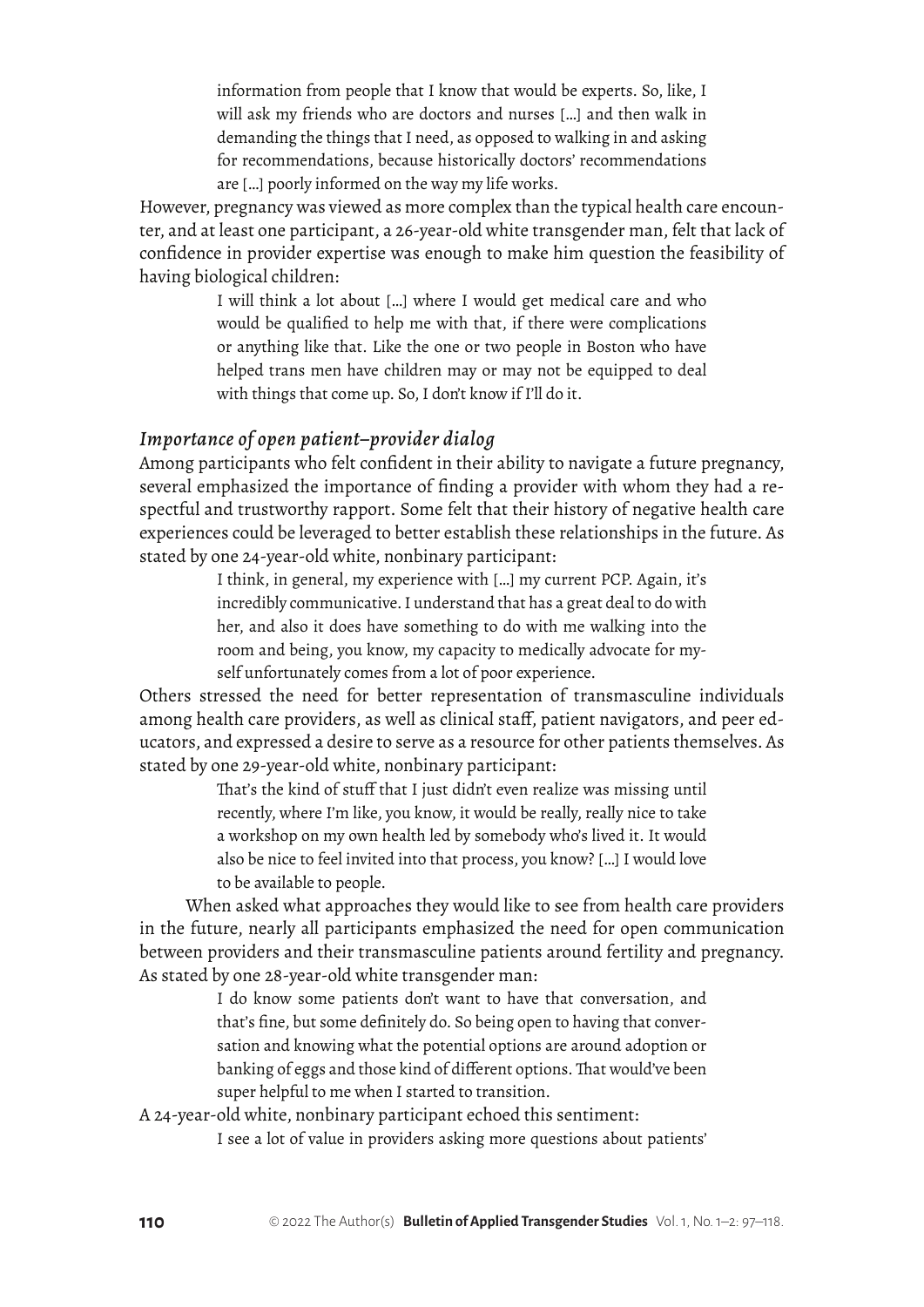> information from people that I know that would be experts. So, like, I will ask my friends who are doctors and nurses […] and then walk in demanding the things that I need, as opposed to walking in and asking for recommendations, because historically doctors' recommendations are […] poorly informed on the way my life works.

However, pregnancy was viewed as more complex than the typical health care encounter, and at least one participant, a 26-year-old white transgender man, felt that lack of confidence in provider expertise was enough to make him question the feasibility of having biological children:

> I will think a lot about […] where I would get medical care and who would be qualified to help me with that, if there were complications or anything like that. Like the one or two people in Boston who have helped trans men have children may or may not be equipped to deal with things that come up. So, I don't know if I'll do it.

### *Importance of open patient–provider dialog*

Among participants who felt confident in their ability to navigate a future pregnancy, several emphasized the importance of finding a provider with whom they had a respectful and trustworthy rapport. Some felt that their history of negative health care experiences could be leveraged to better establish these relationships in the future. As stated by one 24-year-old white, nonbinary participant:

> I think, in general, my experience with […] my current PCP. Again, it's incredibly communicative. I understand that has a great deal to do with her, and also it does have something to do with me walking into the room and being, you know, my capacity to medically advocate for myself unfortunately comes from a lot of poor experience.

Others stressed the need for better representation of transmasculine individuals among health care providers, as well as clinical staff, patient navigators, and peer educators, and expressed a desire to serve as a resource for other patients themselves. As stated by one 29-year-old white, nonbinary participant:

> That's the kind of stuff that I just didn't even realize was missing until recently, where I'm like, you know, it would be really, really nice to take a workshop on my own health led by somebody who's lived it. It would also be nice to feel invited into that process, you know? […] I would love to be available to people.

When asked what approaches they would like to see from health care providers in the future, nearly all participants emphasized the need for open communication between providers and their transmasculine patients around fertility and pregnancy. As stated by one 28-year-old white transgender man:

> I do know some patients don't want to have that conversation, and that's fine, but some definitely do. So being open to having that conversation and knowing what the potential options are around adoption or banking of eggs and those kind of different options. That would've been super helpful to me when I started to transition.

A 24-year-old white, nonbinary participant echoed this sentiment:

> I see a lot of value in providers asking more questions about patients'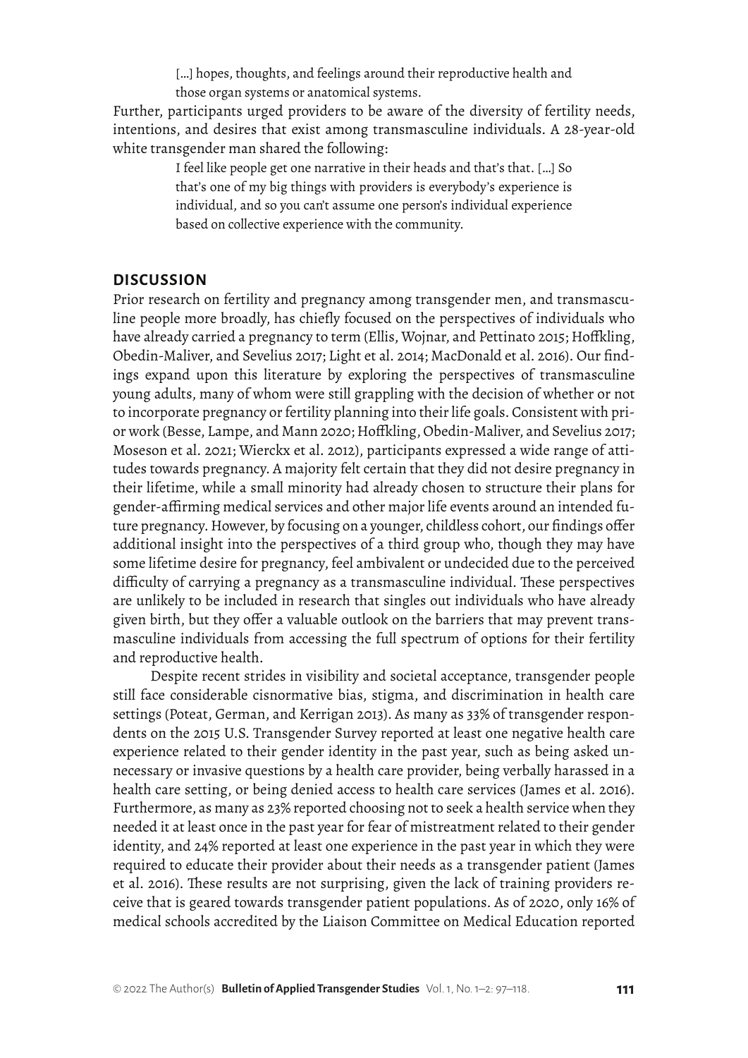> […] hopes, thoughts, and feelings around their reproductive health and those organ systems or anatomical systems.

Further, participants urged providers to be aware of the diversity of fertility needs, intentions, and desires that exist among transmasculine individuals. A 28-year-old white transgender man shared the following:

> I feel like people get one narrative in their heads and that's that. […] So that's one of my big things with providers is everybody's experience is individual, and so you can't assume one person's individual experience based on collective experience with the community.

## DISCUSSION

Prior research on fertility and pregnancy among transgender men, and transmasculine people more broadly, has chiefly focused on the perspectives of individuals who have already carried a pregnancy to term (Ellis, Wojnar, and Pettinato 2015; Hoffkling, Obedin-Maliver, and Sevelius 2017; Light et al. 2014; MacDonald et al. 2016). Our findings expand upon this literature by exploring the perspectives of transmasculine young adults, many of whom were still grappling with the decision of whether or not to incorporate pregnancy or fertility planning into their life goals. Consistent with prior work (Besse, Lampe, and Mann 2020; Hoffkling, Obedin-Maliver, and Sevelius 2017; Moseson et al. 2021; Wierckx et al. 2012), participants expressed a wide range of attitudes towards pregnancy. A majority felt certain that they did not desire pregnancy in their lifetime, while a small minority had already chosen to structure their plans for gender-affirming medical services and other major life events around an intended future pregnancy. However, by focusing on a younger, childless cohort, our findings offer additional insight into the perspectives of a third group who, though they may have some lifetime desire for pregnancy, feel ambivalent or undecided due to the perceived difficulty of carrying a pregnancy as a transmasculine individual. These perspectives are unlikely to be included in research that singles out individuals who have already given birth, but they offer a valuable outlook on the barriers that may prevent transmasculine individuals from accessing the full spectrum of options for their fertility and reproductive health.

Despite recent strides in visibility and societal acceptance, transgender people still face considerable cisnormative bias, stigma, and discrimination in health care settings (Poteat, German, and Kerrigan 2013). As many as 33% of transgender respondents on the 2015 U.S. Transgender Survey reported at least one negative health care experience related to their gender identity in the past year, such as being asked unnecessary or invasive questions by a health care provider, being verbally harassed in a health care setting, or being denied access to health care services (James et al. 2016). Furthermore, as many as 23% reported choosing not to seek a health service when they needed it at least once in the past year for fear of mistreatment related to their gender identity, and 24% reported at least one experience in the past year in which they were required to educate their provider about their needs as a transgender patient (James et al. 2016). These results are not surprising, given the lack of training providers receive that is geared towards transgender patient populations. As of 2020, only 16% of medical schools accredited by the Liaison Committee on Medical Education reported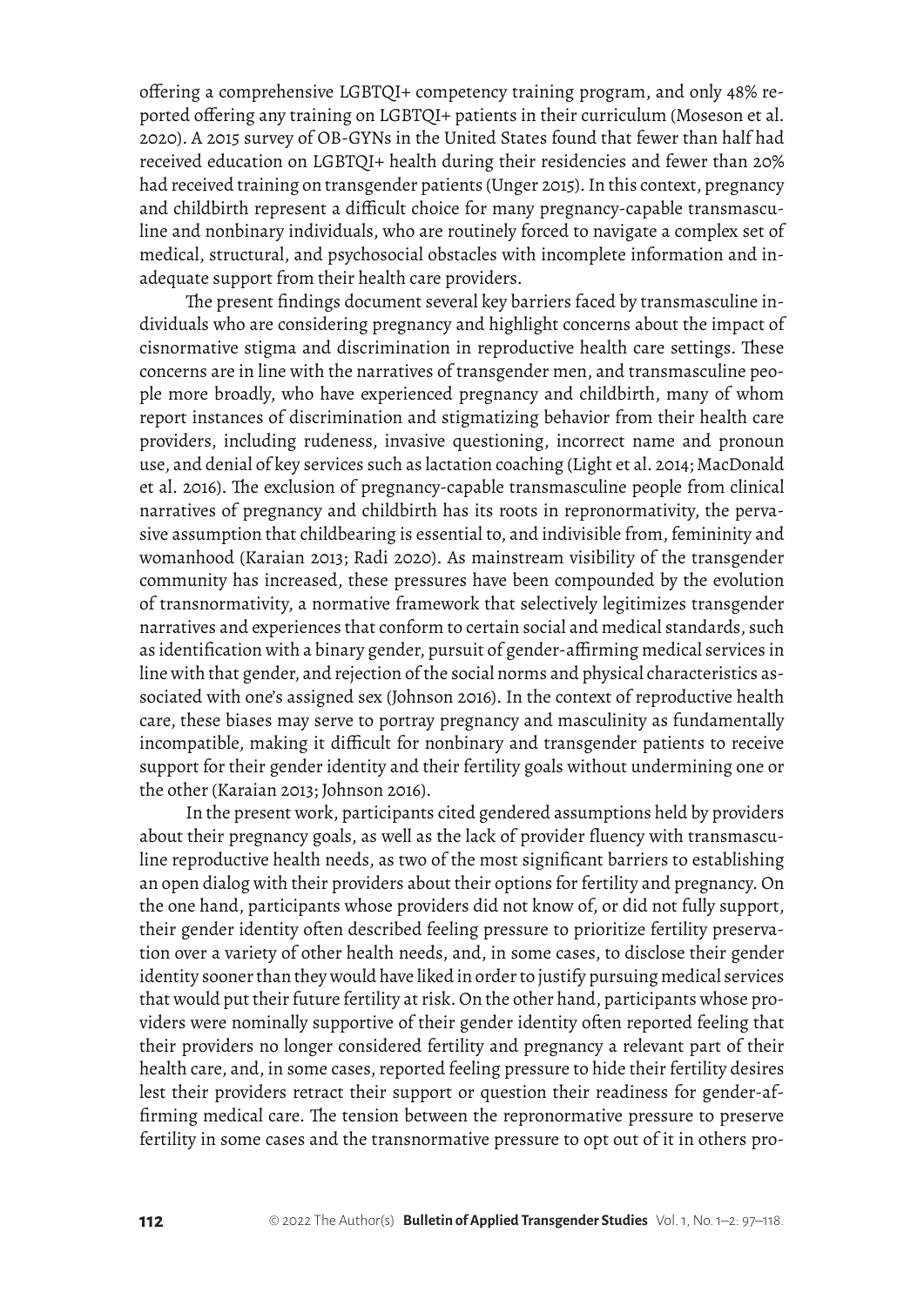offering a comprehensive LGBTQI+ competency training program, and only 48% reported offering any training on LGBTQI+ patients in their curriculum (Moseson et al. 2020). A 2015 survey of OB-GYNs in the United States found that fewer than half had received education on LGBTQI+ health during their residencies and fewer than 20% had received training on transgender patients (Unger 2015). In this context, pregnancy and childbirth represent a difficult choice for many pregnancy-capable transmasculine and nonbinary individuals, who are routinely forced to navigate a complex set of medical, structural, and psychosocial obstacles with incomplete information and inadequate support from their health care providers.

The present findings document several key barriers faced by transmasculine individuals who are considering pregnancy and highlight concerns about the impact of cisnormative stigma and discrimination in reproductive health care settings. These concerns are in line with the narratives of transgender men, and transmasculine people more broadly, who have experienced pregnancy and childbirth, many of whom report instances of discrimination and stigmatizing behavior from their health care providers, including rudeness, invasive questioning, incorrect name and pronoun use, and denial of key services such as lactation coaching (Light et al. 2014; MacDonald et al. 2016). The exclusion of pregnancy-capable transmasculine people from clinical narratives of pregnancy and childbirth has its roots in repronormativity, the pervasive assumption that childbearing is essential to, and indivisible from, femininity and womanhood (Karaian 2013; Radi 2020). As mainstream visibility of the transgender community has increased, these pressures have been compounded by the evolution of transnormativity, a normative framework that selectively legitimizes transgender narratives and experiences that conform to certain social and medical standards, such as identification with a binary gender, pursuit of gender-affirming medical services in line with that gender, and rejection of the social norms and physical characteristics associated with one's assigned sex (Johnson 2016). In the context of reproductive health care, these biases may serve to portray pregnancy and masculinity as fundamentally incompatible, making it difficult for nonbinary and transgender patients to receive support for their gender identity and their fertility goals without undermining one or the other (Karaian 2013; Johnson 2016).

In the present work, participants cited gendered assumptions held by providers about their pregnancy goals, as well as the lack of provider fluency with transmasculine reproductive health needs, as two of the most significant barriers to establishing an open dialog with their providers about their options for fertility and pregnancy. On the one hand, participants whose providers did not know of, or did not fully support, their gender identity often described feeling pressure to prioritize fertility preservation over a variety of other health needs, and, in some cases, to disclose their gender identity sooner than they would have liked in order to justify pursuing medical services that would put their future fertility at risk. On the other hand, participants whose providers were nominally supportive of their gender identity often reported feeling that their providers no longer considered fertility and pregnancy a relevant part of their health care, and, in some cases, reported feeling pressure to hide their fertility desires lest their providers retract their support or question their readiness for gender-affirming medical care. The tension between the repronormative pressure to preserve fertility in some cases and the transnormative pressure to opt out of it in others pro-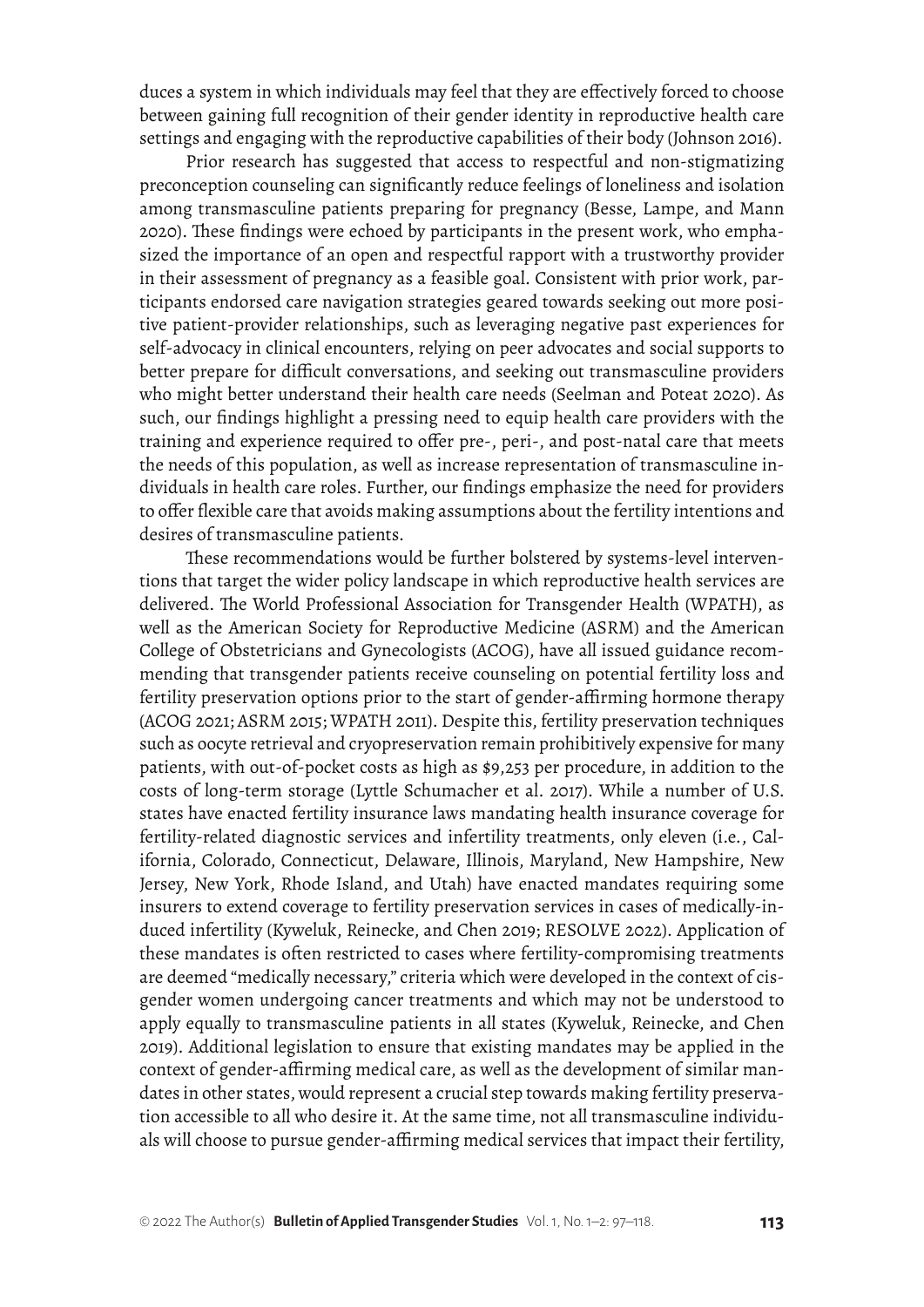duces a system in which individuals may feel that they are effectively forced to choose between gaining full recognition of their gender identity in reproductive health care settings and engaging with the reproductive capabilities of their body (Johnson 2016).

Prior research has suggested that access to respectful and non-stigmatizing preconception counseling can significantly reduce feelings of loneliness and isolation among transmasculine patients preparing for pregnancy (Besse, Lampe, and Mann 2020). These findings were echoed by participants in the present work, who emphasized the importance of an open and respectful rapport with a trustworthy provider in their assessment of pregnancy as a feasible goal. Consistent with prior work, participants endorsed care navigation strategies geared towards seeking out more positive patient-provider relationships, such as leveraging negative past experiences for self-advocacy in clinical encounters, relying on peer advocates and social supports to better prepare for difficult conversations, and seeking out transmasculine providers who might better understand their health care needs (Seelman and Poteat 2020). As such, our findings highlight a pressing need to equip health care providers with the training and experience required to offer pre-, peri-, and post-natal care that meets the needs of this population, as well as increase representation of transmasculine individuals in health care roles. Further, our findings emphasize the need for providers to offer flexible care that avoids making assumptions about the fertility intentions and desires of transmasculine patients.

These recommendations would be further bolstered by systems-level interventions that target the wider policy landscape in which reproductive health services are delivered. The World Professional Association for Transgender Health (WPATH), as well as the American Society for Reproductive Medicine (ASRM) and the American College of Obstetricians and Gynecologists (ACOG), have all issued guidance recommending that transgender patients receive counseling on potential fertility loss and fertility preservation options prior to the start of gender-affirming hormone therapy (ACOG 2021; ASRM 2015; WPATH 2011). Despite this, fertility preservation techniques such as oocyte retrieval and cryopreservation remain prohibitively expensive for many patients, with out-of-pocket costs as high as $9,253 per procedure, in addition to the costs of long-term storage (Lyttle Schumacher et al. 2017). While a number of U.S. states have enacted fertility insurance laws mandating health insurance coverage for fertility-related diagnostic services and infertility treatments, only eleven (i.e., California, Colorado, Connecticut, Delaware, Illinois, Maryland, New Hampshire, New Jersey, New York, Rhode Island, and Utah) have enacted mandates requiring some insurers to extend coverage to fertility preservation services in cases of medically-induced infertility (Kyweluk, Reinecke, and Chen 2019; RESOLVE 2022). Application of these mandates is often restricted to cases where fertility-compromising treatments are deemed "medically necessary," criteria which were developed in the context of cisgender women undergoing cancer treatments and which may not be understood to apply equally to transmasculine patients in all states (Kyweluk, Reinecke, and Chen 2019). Additional legislation to ensure that existing mandates may be applied in the context of gender-affirming medical care, as well as the development of similar mandates in other states, would represent a crucial step towards making fertility preservation accessible to all who desire it. At the same time, not all transmasculine individuals will choose to pursue gender-affirming medical services that impact their fertility,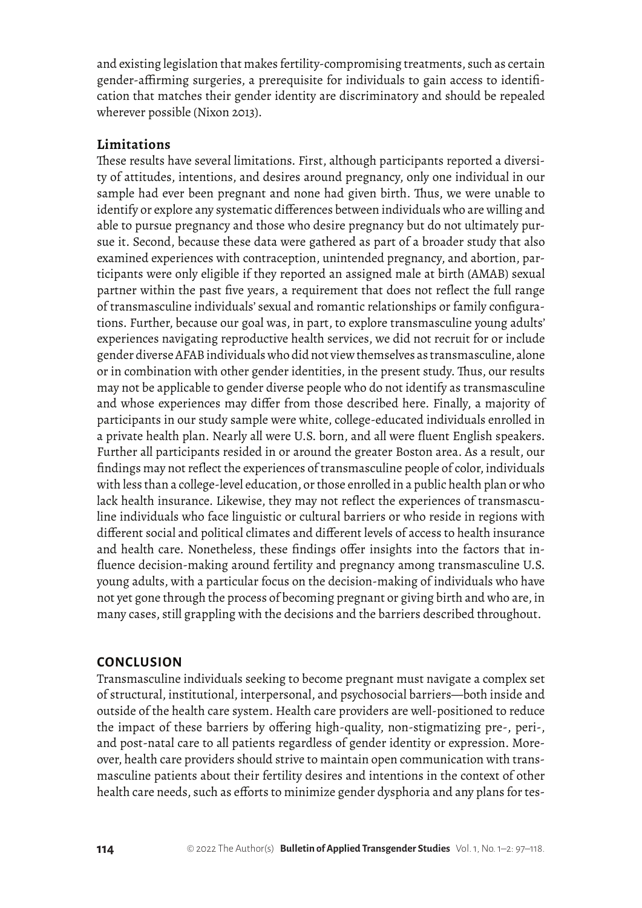and existing legislation that makes fertility-compromising treatments, such as certain gender-affirming surgeries, a prerequisite for individuals to gain access to identification that matches their gender identity are discriminatory and should be repealed wherever possible (Nixon 2013).

### Limitations

These results have several limitations. First, although participants reported a diversity of attitudes, intentions, and desires around pregnancy, only one individual in our sample had ever been pregnant and none had given birth. Thus, we were unable to identify or explore any systematic differences between individuals who are willing and able to pursue pregnancy and those who desire pregnancy but do not ultimately pursue it. Second, because these data were gathered as part of a broader study that also examined experiences with contraception, unintended pregnancy, and abortion, participants were only eligible if they reported an assigned male at birth (AMAB) sexual partner within the past five years, a requirement that does not reflect the full range of transmasculine individuals' sexual and romantic relationships or family configurations. Further, because our goal was, in part, to explore transmasculine young adults' experiences navigating reproductive health services, we did not recruit for or include gender diverse AFAB individuals who did not view themselves as transmasculine, alone or in combination with other gender identities, in the present study. Thus, our results may not be applicable to gender diverse people who do not identify as transmasculine and whose experiences may differ from those described here. Finally, a majority of participants in our study sample were white, college-educated individuals enrolled in a private health plan. Nearly all were U.S. born, and all were fluent English speakers. Further all participants resided in or around the greater Boston area. As a result, our findings may not reflect the experiences of transmasculine people of color, individuals with less than a college-level education, or those enrolled in a public health plan or who lack health insurance. Likewise, they may not reflect the experiences of transmasculine individuals who face linguistic or cultural barriers or who reside in regions with different social and political climates and different levels of access to health insurance and health care. Nonetheless, these findings offer insights into the factors that influence decision-making around fertility and pregnancy among transmasculine U.S. young adults, with a particular focus on the decision-making of individuals who have not yet gone through the process of becoming pregnant or giving birth and who are, in many cases, still grappling with the decisions and the barriers described throughout.

## CONCLUSION

Transmasculine individuals seeking to become pregnant must navigate a complex set of structural, institutional, interpersonal, and psychosocial barriers—both inside and outside of the health care system. Health care providers are well-positioned to reduce the impact of these barriers by offering high-quality, non-stigmatizing pre-, peri-, and post-natal care to all patients regardless of gender identity or expression. Moreover, health care providers should strive to maintain open communication with transmasculine patients about their fertility desires and intentions in the context of other health care needs, such as efforts to minimize gender dysphoria and any plans for tes-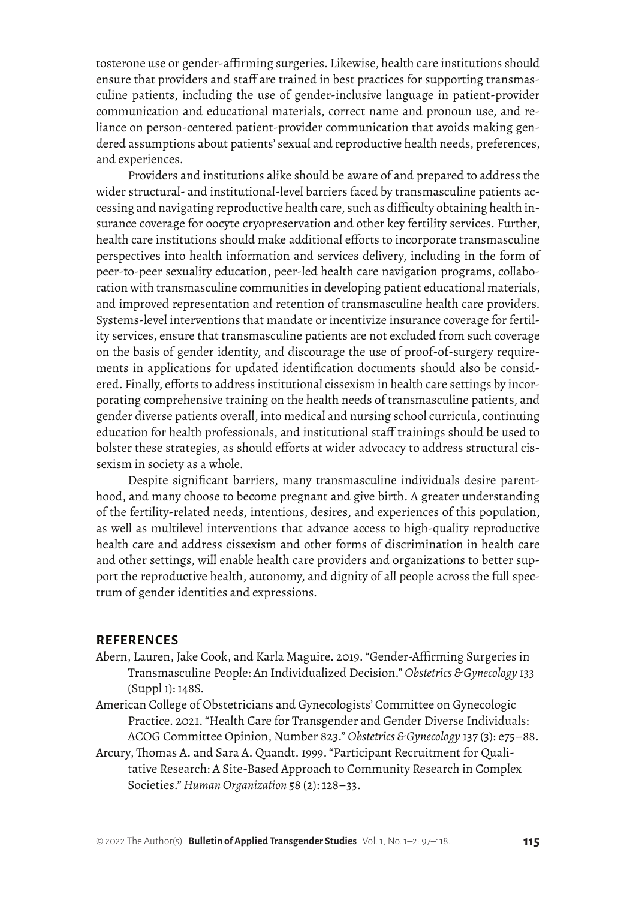tosterone use or gender-affirming surgeries. Likewise, health care institutions should ensure that providers and staff are trained in best practices for supporting transmasculine patients, including the use of gender-inclusive language in patient-provider communication and educational materials, correct name and pronoun use, and reliance on person-centered patient-provider communication that avoids making gendered assumptions about patients' sexual and reproductive health needs, preferences, and experiences.

Providers and institutions alike should be aware of and prepared to address the wider structural- and institutional-level barriers faced by transmasculine patients accessing and navigating reproductive health care, such as difficulty obtaining health insurance coverage for oocyte cryopreservation and other key fertility services. Further, health care institutions should make additional efforts to incorporate transmasculine perspectives into health information and services delivery, including in the form of peer-to-peer sexuality education, peer-led health care navigation programs, collaboration with transmasculine communities in developing patient educational materials, and improved representation and retention of transmasculine health care providers. Systems-level interventions that mandate or incentivize insurance coverage for fertility services, ensure that transmasculine patients are not excluded from such coverage on the basis of gender identity, and discourage the use of proof-of-surgery requirements in applications for updated identification documents should also be considered. Finally, efforts to address institutional cissexism in health care settings by incorporating comprehensive training on the health needs of transmasculine patients, and gender diverse patients overall, into medical and nursing school curricula, continuing education for health professionals, and institutional staff trainings should be used to bolster these strategies, as should efforts at wider advocacy to address structural cissexism in society as a whole.

Despite significant barriers, many transmasculine individuals desire parenthood, and many choose to become pregnant and give birth. A greater understanding of the fertility-related needs, intentions, desires, and experiences of this population, as well as multilevel interventions that advance access to high-quality reproductive health care and address cissexism and other forms of discrimination in health care and other settings, will enable health care providers and organizations to better support the reproductive health, autonomy, and dignity of all people across the full spectrum of gender identities and expressions.

## REFERENCES

Abern, Lauren, Jake Cook, and Karla Maguire. 2019. "Gender-Affirming Surgeries in Transmasculine People: An Individualized Decision." *Obstetrics & Gynecology* 133 (Suppl 1): 148S.

American College of Obstetricians and Gynecologists' Committee on Gynecologic Practice. 2021. "Health Care for Transgender and Gender Diverse Individuals: ACOG Committee Opinion, Number 823." *Obstetrics & Gynecology* 137 (3): e75–88.

Arcury, Thomas A. and Sara A. Quandt. 1999. "Participant Recruitment for Qualitative Research: A Site-Based Approach to Community Research in Complex Societies." *Human Organization* 58 (2): 128–33.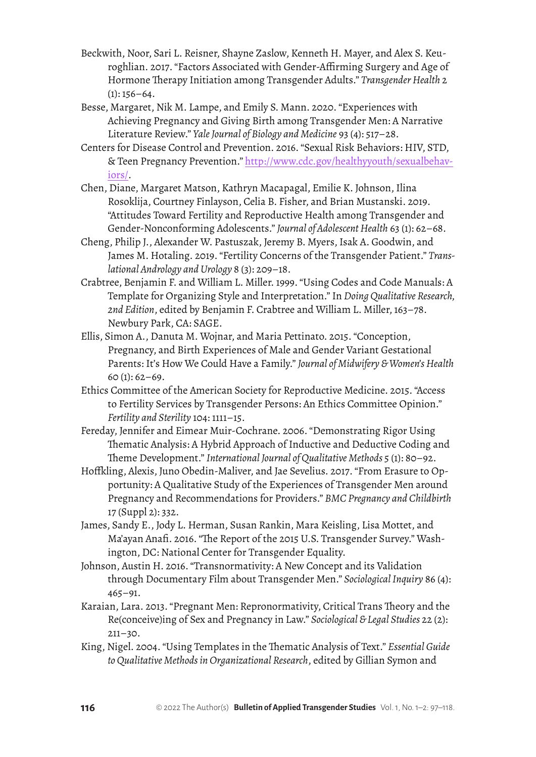Beckwith, Noor, Sari L. Reisner, Shayne Zaslow, Kenneth H. Mayer, and Alex S. Keuroghlian. 2017. "Factors Associated with Gender-Affirming Surgery and Age of Hormone Therapy Initiation among Transgender Adults." *Transgender Health* 2 (1): 156–64.

Besse, Margaret, Nik M. Lampe, and Emily S. Mann. 2020. "Experiences with Achieving Pregnancy and Giving Birth among Transgender Men: A Narrative Literature Review." *Yale Journal of Biology and Medicine* 93 (4): 517–28.

Centers for Disease Control and Prevention. 2016. "Sexual Risk Behaviors: HIV, STD, & Teen Pregnancy Prevention." [http://www.cdc.gov/healthyyouth/sexualbehaviors/](http://www.cdc.gov/healthyyouth/sexualbehaviors/).

Chen, Diane, Margaret Matson, Kathryn Macapagal, Emilie K. Johnson, Ilina Rosoklija, Courtney Finlayson, Celia B. Fisher, and Brian Mustanski. 2019. "Attitudes Toward Fertility and Reproductive Health among Transgender and Gender-Nonconforming Adolescents." *Journal of Adolescent Health* 63 (1): 62–68.

Cheng, Philip J., Alexander W. Pastuszak, Jeremy B. Myers, Isak A. Goodwin, and James M. Hotaling. 2019. "Fertility Concerns of the Transgender Patient." *Translational Andrology and Urology* 8 (3): 209–18.

Crabtree, Benjamin F. and William L. Miller. 1999. "Using Codes and Code Manuals: A Template for Organizing Style and Interpretation." In *Doing Qualitative Research, 2nd Edition*, edited by Benjamin F. Crabtree and William L. Miller, 163–78. Newbury Park, CA: SAGE.

Ellis, Simon A., Danuta M. Wojnar, and Maria Pettinato. 2015. "Conception, Pregnancy, and Birth Experiences of Male and Gender Variant Gestational Parents: It's How We Could Have a Family." *Journal of Midwifery & Women's Health* 60 (1): 62–69.

Ethics Committee of the American Society for Reproductive Medicine. 2015. "Access to Fertility Services by Transgender Persons: An Ethics Committee Opinion." *Fertility and Sterility* 104: 1111–15.

Fereday, Jennifer and Eimear Muir-Cochrane. 2006. "Demonstrating Rigor Using Thematic Analysis: A Hybrid Approach of Inductive and Deductive Coding and Theme Development." *International Journal of Qualitative Methods* 5 (1): 80–92.

Hoffkling, Alexis, Juno Obedin-Maliver, and Jae Sevelius. 2017. "From Erasure to Opportunity: A Qualitative Study of the Experiences of Transgender Men around Pregnancy and Recommendations for Providers." *BMC Pregnancy and Childbirth* 17 (Suppl 2): 332.

James, Sandy E., Jody L. Herman, Susan Rankin, Mara Keisling, Lisa Mottet, and Ma'ayan Anafi. 2016. "The Report of the 2015 U.S. Transgender Survey." Washington, DC: National Center for Transgender Equality.

Johnson, Austin H. 2016. "Transnormativity: A New Concept and its Validation through Documentary Film about Transgender Men." *Sociological Inquiry* 86 (4): 465–91.

Karaian, Lara. 2013. "Pregnant Men: Repronormativity, Critical Trans Theory and the Re(conceive)ing of Sex and Pregnancy in Law." *Sociological & Legal Studies* 22 (2): 211–30.

King, Nigel. 2004. "Using Templates in the Thematic Analysis of Text." *Essential Guide to Qualitative Methods in Organizational Research*, edited by Gillian Symon and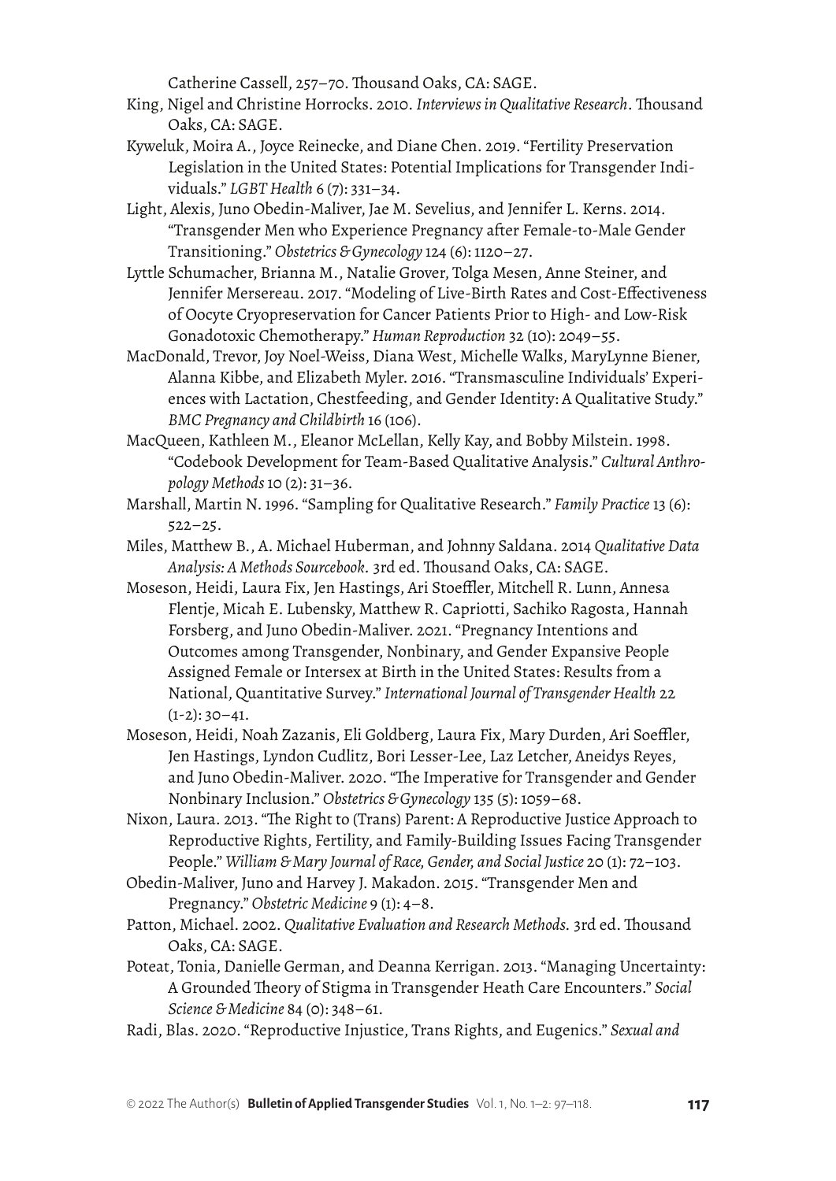Catherine Cassell, 257–70. Thousand Oaks, CA: SAGE.

King, Nigel and Christine Horrocks. 2010. *Interviews in Qualitative Research*. Thousand Oaks, CA: SAGE.

Kyweluk, Moira A., Joyce Reinecke, and Diane Chen. 2019. "Fertility Preservation Legislation in the United States: Potential Implications for Transgender Individuals." *LGBT Health* 6 (7): 331–34.

Light, Alexis, Juno Obedin-Maliver, Jae M. Sevelius, and Jennifer L. Kerns. 2014. "Transgender Men who Experience Pregnancy after Female-to-Male Gender Transitioning." *Obstetrics & Gynecology* 124 (6): 1120–27.

Lyttle Schumacher, Brianna M., Natalie Grover, Tolga Mesen, Anne Steiner, and Jennifer Mersereau. 2017. "Modeling of Live-Birth Rates and Cost-Effectiveness of Oocyte Cryopreservation for Cancer Patients Prior to High- and Low-Risk Gonadotoxic Chemotherapy." *Human Reproduction* 32 (10): 2049–55.

MacDonald, Trevor, Joy Noel-Weiss, Diana West, Michelle Walks, MaryLynne Biener, Alanna Kibbe, and Elizabeth Myler. 2016. "Transmasculine Individuals' Experiences with Lactation, Chestfeeding, and Gender Identity: A Qualitative Study." *BMC Pregnancy and Childbirth* 16 (106).

MacQueen, Kathleen M., Eleanor McLellan, Kelly Kay, and Bobby Milstein. 1998. "Codebook Development for Team-Based Qualitative Analysis." *Cultural Anthropology Methods* 10 (2): 31–36.

Marshall, Martin N. 1996. "Sampling for Qualitative Research." *Family Practice* 13 (6): 522–25.

Miles, Matthew B., A. Michael Huberman, and Johnny Saldana. 2014 *Qualitative Data Analysis: A Methods Sourcebook.* 3rd ed. Thousand Oaks, CA: SAGE.

Moseson, Heidi, Laura Fix, Jen Hastings, Ari Stoeffler, Mitchell R. Lunn, Annesa Flentje, Micah E. Lubensky, Matthew R. Capriotti, Sachiko Ragosta, Hannah Forsberg, and Juno Obedin-Maliver. 2021. "Pregnancy Intentions and Outcomes among Transgender, Nonbinary, and Gender Expansive People Assigned Female or Intersex at Birth in the United States: Results from a National, Quantitative Survey." *International Journal of Transgender Health* 22 (1-2): 30–41.

Moseson, Heidi, Noah Zazanis, Eli Goldberg, Laura Fix, Mary Durden, Ari Soeffler, Jen Hastings, Lyndon Cudlitz, Bori Lesser-Lee, Laz Letcher, Aneidys Reyes, and Juno Obedin-Maliver. 2020. "The Imperative for Transgender and Gender Nonbinary Inclusion." *Obstetrics & Gynecology* 135 (5): 1059–68.

Nixon, Laura. 2013. "The Right to (Trans) Parent: A Reproductive Justice Approach to Reproductive Rights, Fertility, and Family-Building Issues Facing Transgender People." *William & Mary Journal of Race, Gender, and Social Justice* 20 (1): 72–103.

Obedin-Maliver, Juno and Harvey J. Makadon. 2015. "Transgender Men and Pregnancy." *Obstetric Medicine* 9 (1): 4–8.

Patton, Michael. 2002. *Qualitative Evaluation and Research Methods.* 3rd ed. Thousand Oaks, CA: SAGE.

Poteat, Tonia, Danielle German, and Deanna Kerrigan. 2013. "Managing Uncertainty: A Grounded Theory of Stigma in Transgender Heath Care Encounters." *Social Science & Medicine* 84 (0): 348–61.

Radi, Blas. 2020. "Reproductive Injustice, Trans Rights, and Eugenics." *Sexual and*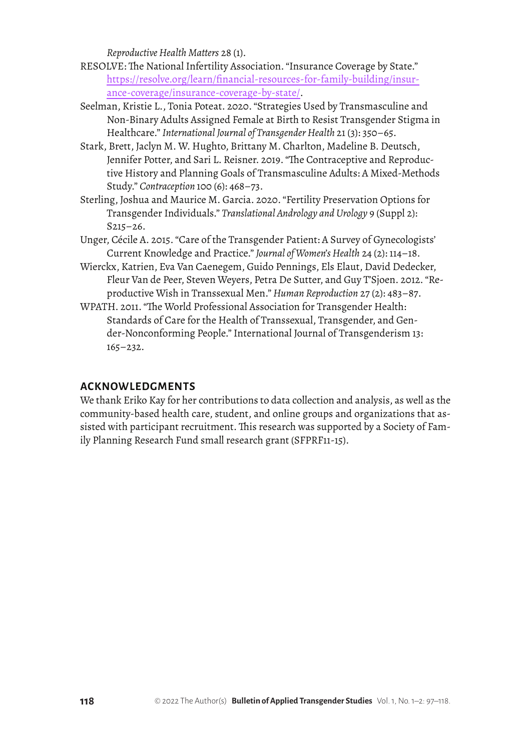*Reproductive Health Matters* 28 (1).

RESOLVE: The National Infertility Association. "Insurance Coverage by State." https://resolve.org/learn/financial-resources-for-family-building/insurance-coverage/insurance-coverage-by-state/.

Seelman, Kristie L., Tonia Poteat. 2020. "Strategies Used by Transmasculine and Non-Binary Adults Assigned Female at Birth to Resist Transgender Stigma in Healthcare." *International Journal of Transgender Health* 21 (3): 350–65.

Stark, Brett, Jaclyn M. W. Hughto, Brittany M. Charlton, Madeline B. Deutsch, Jennifer Potter, and Sari L. Reisner. 2019. "The Contraceptive and Reproductive History and Planning Goals of Transmasculine Adults: A Mixed-Methods Study." *Contraception* 100 (6): 468–73.

Sterling, Joshua and Maurice M. Garcia. 2020. "Fertility Preservation Options for Transgender Individuals." *Translational Andrology and Urology* 9 (Suppl 2): S215–26.

Unger, Cécile A. 2015. "Care of the Transgender Patient: A Survey of Gynecologists' Current Knowledge and Practice." *Journal of Women's Health* 24 (2): 114–18.

Wierckx, Katrien, Eva Van Caenegem, Guido Pennings, Els Elaut, David Dedecker, Fleur Van de Peer, Steven Weyers, Petra De Sutter, and Guy T'Sjoen. 2012. "Reproductive Wish in Transsexual Men." *Human Reproduction* 27 (2): 483–87.

WPATH. 2011. "The World Professional Association for Transgender Health: Standards of Care for the Health of Transsexual, Transgender, and Gender-Nonconforming People." International Journal of Transgenderism 13: 165–232.

## ACKNOWLEDGMENTS

We thank Eriko Kay for her contributions to data collection and analysis, as well as the community-based health care, student, and online groups and organizations that assisted with participant recruitment. This research was supported by a Society of Family Planning Research Fund small research grant (SFPRF11-15).